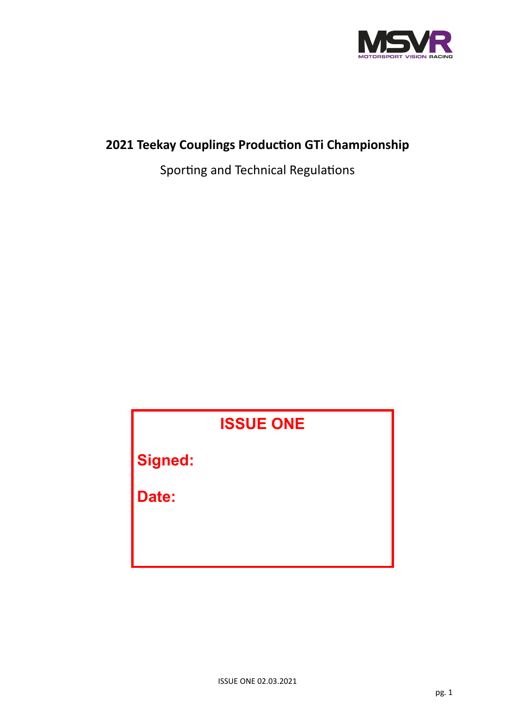# 2021 Teekay Couplings Production GTi Championship

Sporting and Technical Regulations

**ISSUE ONE**

**Signed:**

**Date:**

ISSUE ONE 02.03.2021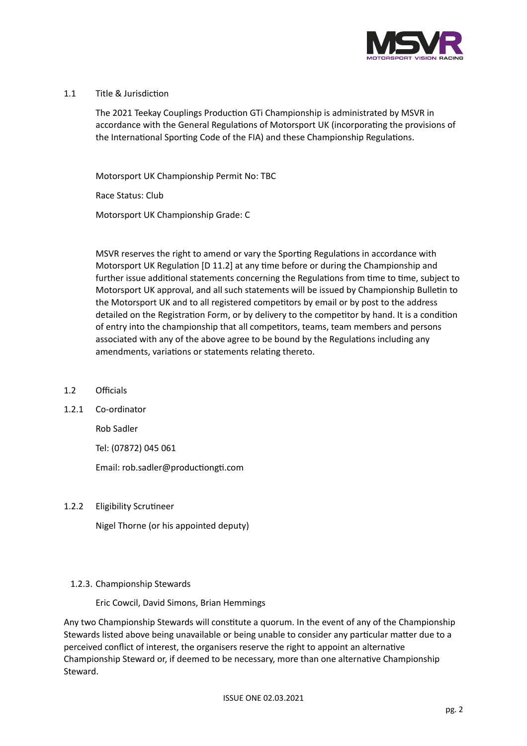## 1.1 Title & Jurisdiction

The 2021 Teekay Couplings Production GTi Championship is administrated by MSVR in accordance with the General Regulations of Motorsport UK (incorporating the provisions of the International Sporting Code of the FIA) and these Championship Regulations.

Motorsport UK Championship Permit No: TBC

Race Status: Club

Motorsport UK Championship Grade: C

MSVR reserves the right to amend or vary the Sporting Regulations in accordance with Motorsport UK Regulation [D 11.2] at any time before or during the Championship and further issue additional statements concerning the Regulations from time to time, subject to Motorsport UK approval, and all such statements will be issued by Championship Bulletin to the Motorsport UK and to all registered competitors by email or by post to the address detailed on the Registration Form, or by delivery to the competitor by hand. It is a condition of entry into the championship that all competitors, teams, team members and persons associated with any of the above agree to be bound by the Regulations including any amendments, variations or statements relating thereto.

## 1.2 Officials

### 1.2.1 Co-ordinator

Rob Sadler

Tel: (07872) 045 061

Email: rob.sadler@productiongti.com

### 1.2.2 Eligibility Scrutineer

Nigel Thorne (or his appointed deputy)

### 1.2.3. Championship Stewards

Eric Cowcil, David Simons, Brian Hemmings

Any two Championship Stewards will constitute a quorum. In the event of any of the Championship Stewards listed above being unavailable or being unable to consider any particular matter due to a perceived conflict of interest, the organisers reserve the right to appoint an alternative Championship Steward or, if deemed to be necessary, more than one alternative Championship Steward.

ISSUE ONE 02.03.2021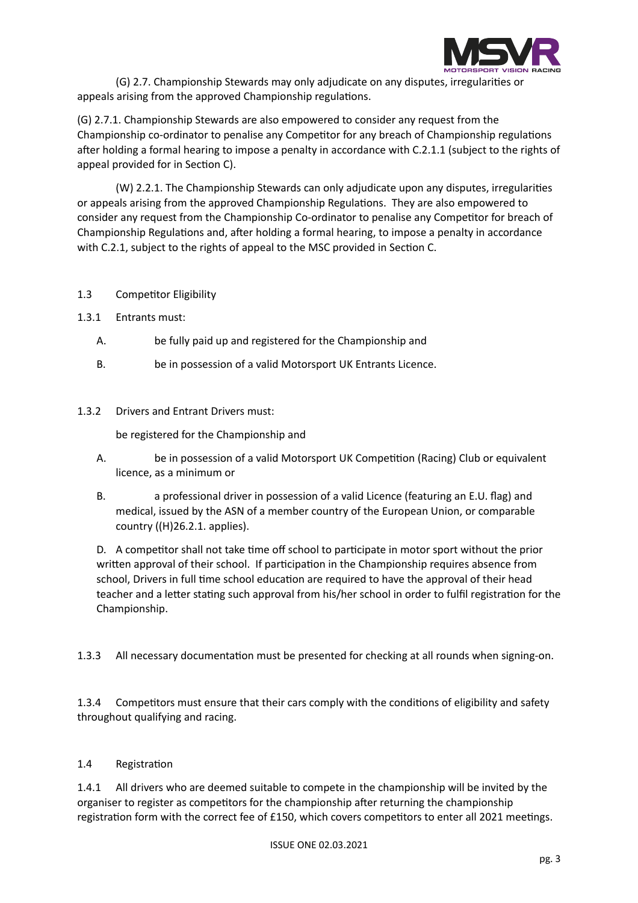(G) 2.7. Championship Stewards may only adjudicate on any disputes, irregularities or appeals arising from the approved Championship regulations.

(G) 2.7.1. Championship Stewards are also empowered to consider any request from the Championship co-ordinator to penalise any Competitor for any breach of Championship regulations after holding a formal hearing to impose a penalty in accordance with C.2.1.1 (subject to the rights of appeal provided for in Section C).

(W) 2.2.1. The Championship Stewards can only adjudicate upon any disputes, irregularities or appeals arising from the approved Championship Regulations. They are also empowered to consider any request from the Championship Co-ordinator to penalise any Competitor for breach of Championship Regulations and, after holding a formal hearing, to impose a penalty in accordance with C.2.1, subject to the rights of appeal to the MSC provided in Section C.

## 1.3 Competitor Eligibility

1.3.1 Entrants must:

A. be fully paid up and registered for the Championship and

B. be in possession of a valid Motorsport UK Entrants Licence.

1.3.2 Drivers and Entrant Drivers must:

be registered for the Championship and

A. be in possession of a valid Motorsport UK Competition (Racing) Club or equivalent licence, as a minimum or

B. a professional driver in possession of a valid Licence (featuring an E.U. flag) and medical, issued by the ASN of a member country of the European Union, or comparable country ((H)26.2.1. applies).

D. A competitor shall not take time off school to participate in motor sport without the prior written approval of their school. If participation in the Championship requires absence from school, Drivers in full time school education are required to have the approval of their head teacher and a letter stating such approval from his/her school in order to fulfil registration for the Championship.

1.3.3 All necessary documentation must be presented for checking at all rounds when signing-on.

1.3.4 Competitors must ensure that their cars comply with the conditions of eligibility and safety throughout qualifying and racing.

## 1.4 Registration

1.4.1 All drivers who are deemed suitable to compete in the championship will be invited by the organiser to register as competitors for the championship after returning the championship registration form with the correct fee of £150, which covers competitors to enter all 2021 meetings.

ISSUE ONE 02.03.2021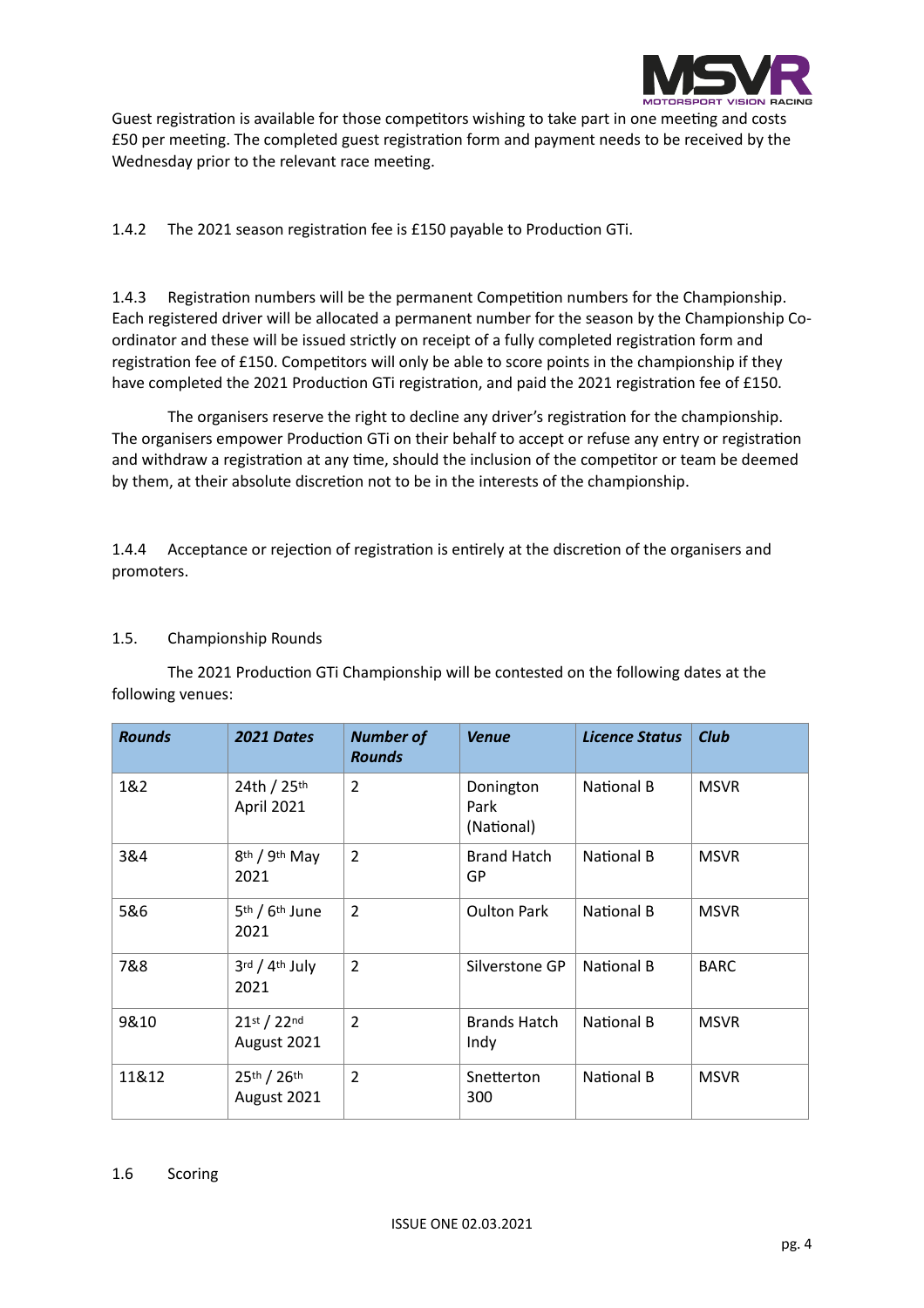Guest registration is available for those competitors wishing to take part in one meeting and costs £50 per meeting. The completed guest registration form and payment needs to be received by the Wednesday prior to the relevant race meeting.

1.4.2 The 2021 season registration fee is £150 payable to Production GTi.

1.4.3 Registration numbers will be the permanent Competition numbers for the Championship. Each registered driver will be allocated a permanent number for the season by the Championship Co-ordinator and these will be issued strictly on receipt of a fully completed registration form and registration fee of £150. Competitors will only be able to score points in the championship if they have completed the 2021 Production GTi registration, and paid the 2021 registration fee of £150.

The organisers reserve the right to decline any driver's registration for the championship. The organisers empower Production GTi on their behalf to accept or refuse any entry or registration and withdraw a registration at any time, should the inclusion of the competitor or team be deemed by them, at their absolute discretion not to be in the interests of the championship.

1.4.4 Acceptance or rejection of registration is entirely at the discretion of the organisers and promoters.

## 1.5. Championship Rounds

The 2021 Production GTi Championship will be contested on the following dates at the following venues:

| ***Rounds*** | ***2021 Dates*** | ***Number of Rounds*** | ***Venue*** | ***Licence Status*** | ***Club*** |
|---|---|---|---|---|---|
| 1&2 | 24th / 25th April 2021 | 2 | Donington Park (National) | National B | MSVR |
| 3&4 | 8th / 9th May 2021 | 2 | Brand Hatch GP | National B | MSVR |
| 5&6 | 5th / 6th June 2021 | 2 | Oulton Park | National B | MSVR |
| 7&8 | 3rd / 4th July 2021 | 2 | Silverstone GP | National B | BARC |
| 9&10 | 21st / 22nd August 2021 | 2 | Brands Hatch Indy | National B | MSVR |
| 11&12 | 25th / 26th August 2021 | 2 | Snetterton 300 | National B | MSVR |

## 1.6 Scoring

ISSUE ONE 02.03.2021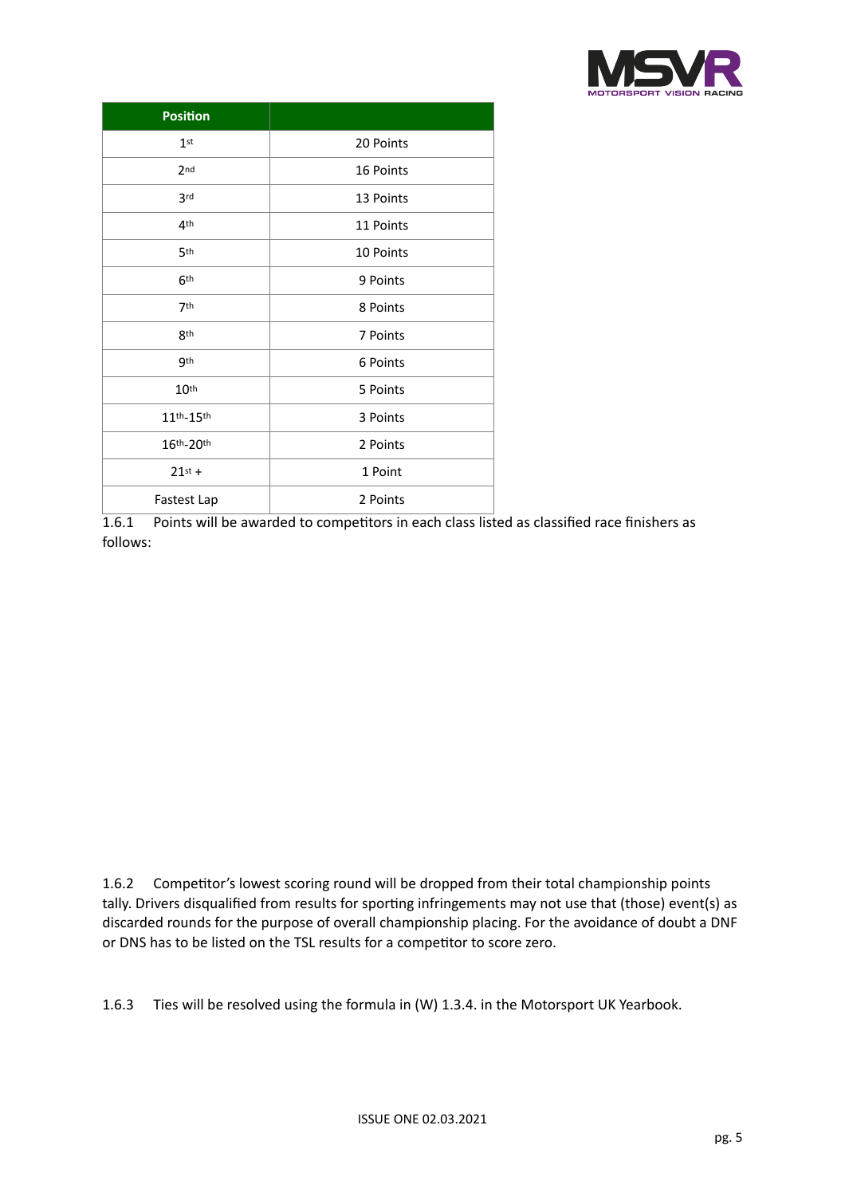| Position | |
|---|---|
| 1st | 20 Points |
| 2nd | 16 Points |
| 3rd | 13 Points |
| 4th | 11 Points |
| 5th | 10 Points |
| 6th | 9 Points |
| 7th | 8 Points |
| 8th | 7 Points |
| 9th | 6 Points |
| 10th | 5 Points |
| 11th-15th | 3 Points |
| 16th-20th | 2 Points |
| 21st + | 1 Point |
| Fastest Lap | 2 Points |

1.6.1 Points will be awarded to competitors in each class listed as classified race finishers as follows:

1.6.2 Competitor's lowest scoring round will be dropped from their total championship points tally. Drivers disqualified from results for sporting infringements may not use that (those) event(s) as discarded rounds for the purpose of overall championship placing. For the avoidance of doubt a DNF or DNS has to be listed on the TSL results for a competitor to score zero.

1.6.3 Ties will be resolved using the formula in (W) 1.3.4. in the Motorsport UK Yearbook.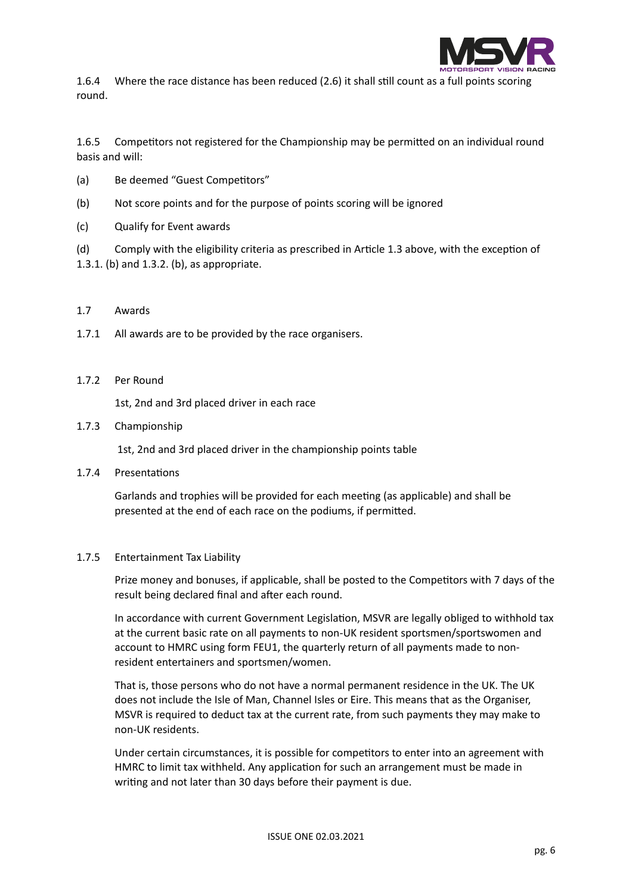1.6.4 Where the race distance has been reduced (2.6) it shall still count as a full points scoring round.

1.6.5 Competitors not registered for the Championship may be permitted on an individual round basis and will:

(a) Be deemed "Guest Competitors"

(b) Not score points and for the purpose of points scoring will be ignored

(c) Qualify for Event awards

(d) Comply with the eligibility criteria as prescribed in Article 1.3 above, with the exception of 1.3.1. (b) and 1.3.2. (b), as appropriate.

1.7 Awards

1.7.1 All awards are to be provided by the race organisers.

1.7.2 Per Round

1st, 2nd and 3rd placed driver in each race

1.7.3 Championship

1st, 2nd and 3rd placed driver in the championship points table

1.7.4 Presentations

Garlands and trophies will be provided for each meeting (as applicable) and shall be presented at the end of each race on the podiums, if permitted.

1.7.5 Entertainment Tax Liability

Prize money and bonuses, if applicable, shall be posted to the Competitors with 7 days of the result being declared final and after each round.

In accordance with current Government Legislation, MSVR are legally obliged to withhold tax at the current basic rate on all payments to non-UK resident sportsmen/sportswomen and account to HMRC using form FEU1, the quarterly return of all payments made to non-resident entertainers and sportsmen/women.

That is, those persons who do not have a normal permanent residence in the UK. The UK does not include the Isle of Man, Channel Isles or Eire. This means that as the Organiser, MSVR is required to deduct tax at the current rate, from such payments they may make to non-UK residents.

Under certain circumstances, it is possible for competitors to enter into an agreement with HMRC to limit tax withheld. Any application for such an arrangement must be made in writing and not later than 30 days before their payment is due.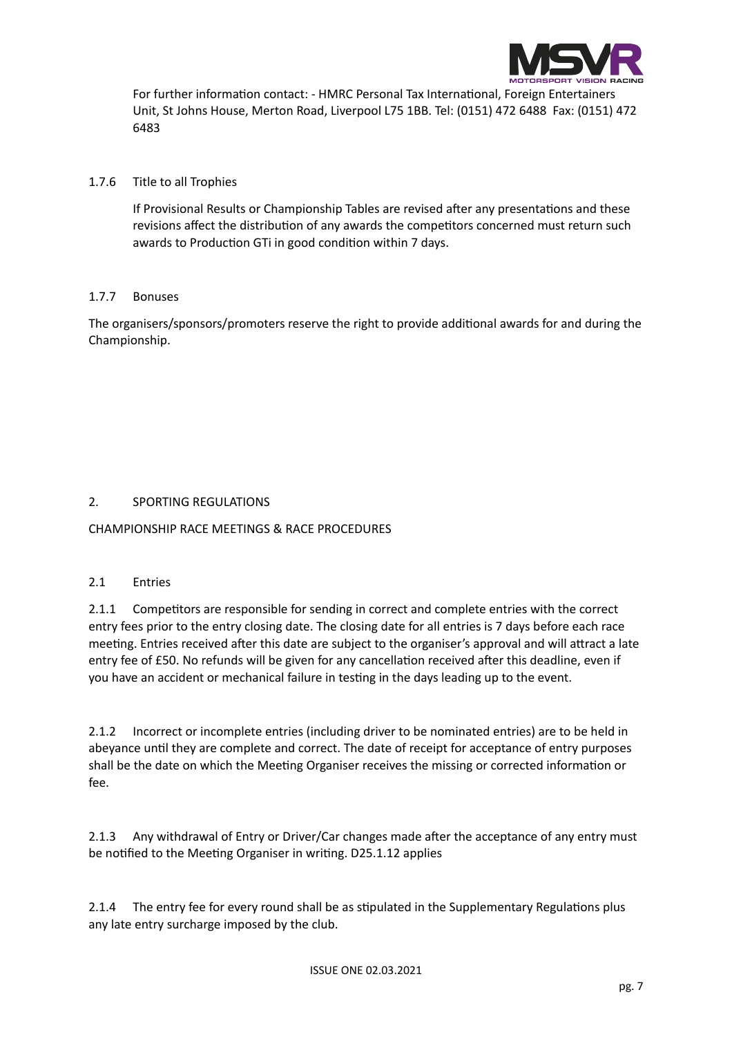For further information contact: - HMRC Personal Tax International, Foreign Entertainers Unit, St Johns House, Merton Road, Liverpool L75 1BB. Tel: (0151) 472 6488 Fax: (0151) 472 6483

### 1.7.6 Title to all Trophies

If Provisional Results or Championship Tables are revised after any presentations and these revisions affect the distribution of any awards the competitors concerned must return such awards to Production GTi in good condition within 7 days.

### 1.7.7 Bonuses

The organisers/sponsors/promoters reserve the right to provide additional awards for and during the Championship.

## 2. SPORTING REGULATIONS

## CHAMPIONSHIP RACE MEETINGS & RACE PROCEDURES

### 2.1 Entries

2.1.1 Competitors are responsible for sending in correct and complete entries with the correct entry fees prior to the entry closing date. The closing date for all entries is 7 days before each race meeting. Entries received after this date are subject to the organiser's approval and will attract a late entry fee of £50. No refunds will be given for any cancellation received after this deadline, even if you have an accident or mechanical failure in testing in the days leading up to the event.

2.1.2 Incorrect or incomplete entries (including driver to be nominated entries) are to be held in abeyance until they are complete and correct. The date of receipt for acceptance of entry purposes shall be the date on which the Meeting Organiser receives the missing or corrected information or fee.

2.1.3 Any withdrawal of Entry or Driver/Car changes made after the acceptance of any entry must be notified to the Meeting Organiser in writing. D25.1.12 applies

2.1.4 The entry fee for every round shall be as stipulated in the Supplementary Regulations plus any late entry surcharge imposed by the club.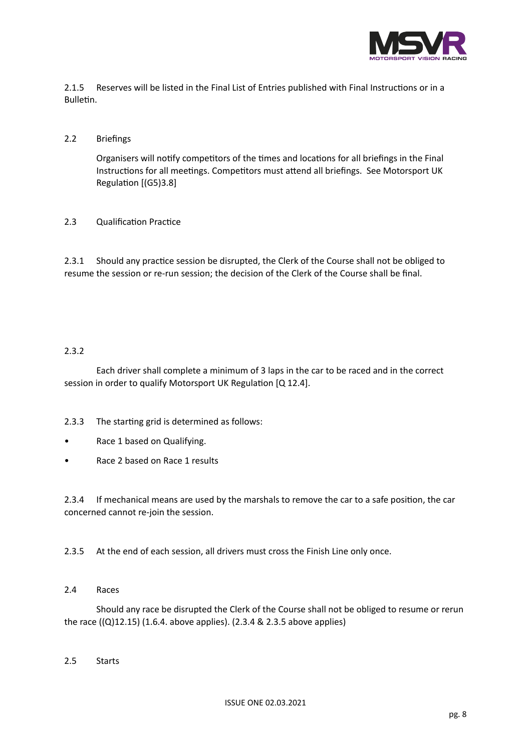2.1.5 Reserves will be listed in the Final List of Entries published with Final Instructions or in a Bulletin.

## 2.2 Briefings

Organisers will notify competitors of the times and locations for all briefings in the Final Instructions for all meetings. Competitors must attend all briefings. See Motorsport UK Regulation [(G5)3.8]

## 2.3 Qualification Practice

2.3.1 Should any practice session be disrupted, the Clerk of the Course shall not be obliged to resume the session or re-run session; the decision of the Clerk of the Course shall be final.

2.3.2

Each driver shall complete a minimum of 3 laps in the car to be raced and in the correct session in order to qualify Motorsport UK Regulation [Q 12.4].

2.3.3 The starting grid is determined as follows:

- Race 1 based on Qualifying.
- Race 2 based on Race 1 results

2.3.4 If mechanical means are used by the marshals to remove the car to a safe position, the car concerned cannot re-join the session.

2.3.5 At the end of each session, all drivers must cross the Finish Line only once.

## 2.4 Races

Should any race be disrupted the Clerk of the Course shall not be obliged to resume or rerun the race ((Q)12.15) (1.6.4. above applies). (2.3.4 & 2.3.5 above applies)

## 2.5 Starts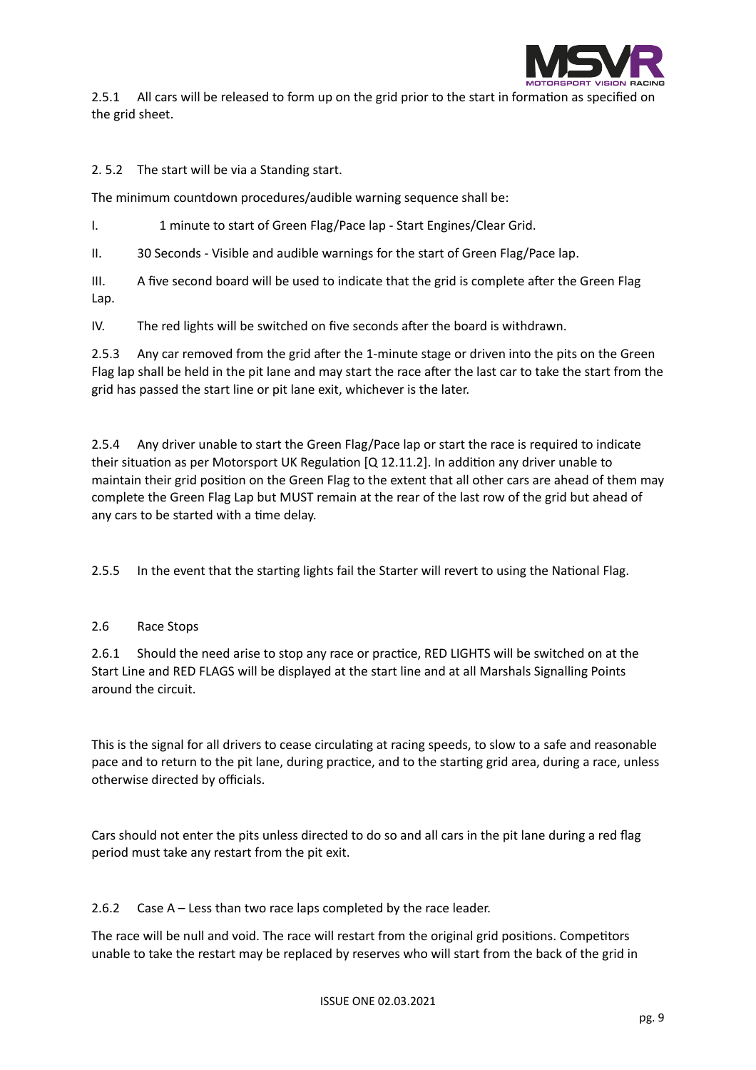2.5.1 All cars will be released to form up on the grid prior to the start in formation as specified on the grid sheet.

2. 5.2 The start will be via a Standing start.

The minimum countdown procedures/audible warning sequence shall be:

I. 1 minute to start of Green Flag/Pace lap - Start Engines/Clear Grid.

II. 30 Seconds - Visible and audible warnings for the start of Green Flag/Pace lap.

III. A five second board will be used to indicate that the grid is complete after the Green Flag Lap.

IV. The red lights will be switched on five seconds after the board is withdrawn.

2.5.3 Any car removed from the grid after the 1-minute stage or driven into the pits on the Green Flag lap shall be held in the pit lane and may start the race after the last car to take the start from the grid has passed the start line or pit lane exit, whichever is the later.

2.5.4 Any driver unable to start the Green Flag/Pace lap or start the race is required to indicate their situation as per Motorsport UK Regulation [Q 12.11.2]. In addition any driver unable to maintain their grid position on the Green Flag to the extent that all other cars are ahead of them may complete the Green Flag Lap but MUST remain at the rear of the last row of the grid but ahead of any cars to be started with a time delay.

2.5.5 In the event that the starting lights fail the Starter will revert to using the National Flag.

## 2.6 Race Stops

2.6.1 Should the need arise to stop any race or practice, RED LIGHTS will be switched on at the Start Line and RED FLAGS will be displayed at the start line and at all Marshals Signalling Points around the circuit.

This is the signal for all drivers to cease circulating at racing speeds, to slow to a safe and reasonable pace and to return to the pit lane, during practice, and to the starting grid area, during a race, unless otherwise directed by officials.

Cars should not enter the pits unless directed to do so and all cars in the pit lane during a red flag period must take any restart from the pit exit.

2.6.2 Case A – Less than two race laps completed by the race leader.

The race will be null and void. The race will restart from the original grid positions. Competitors unable to take the restart may be replaced by reserves who will start from the back of the grid in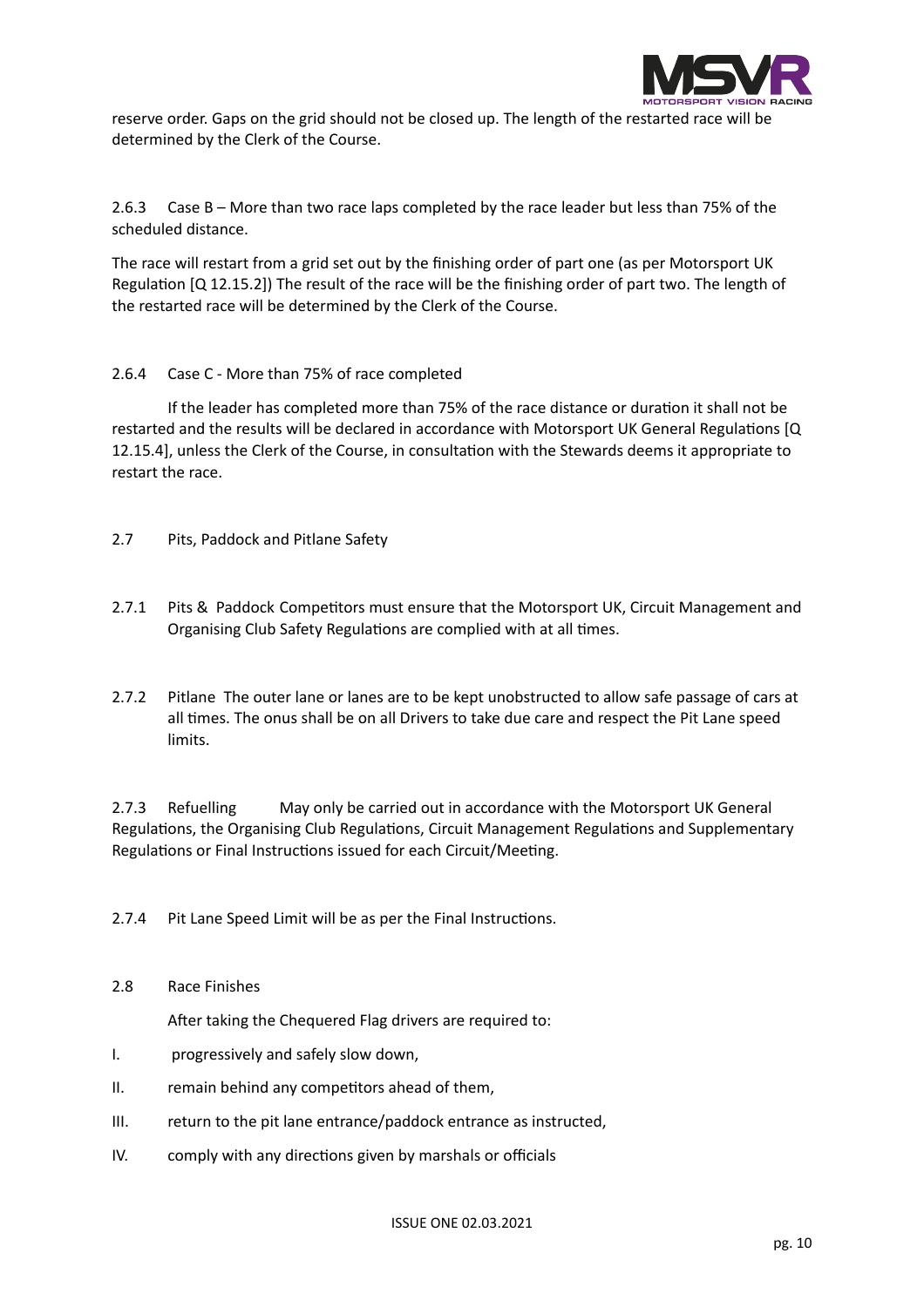reserve order. Gaps on the grid should not be closed up. The length of the restarted race will be determined by the Clerk of the Course.

2.6.3 Case B – More than two race laps completed by the race leader but less than 75% of the scheduled distance.

The race will restart from a grid set out by the finishing order of part one (as per Motorsport UK Regulation [Q 12.15.2]) The result of the race will be the finishing order of part two. The length of the restarted race will be determined by the Clerk of the Course.

2.6.4 Case C - More than 75% of race completed

If the leader has completed more than 75% of the race distance or duration it shall not be restarted and the results will be declared in accordance with Motorsport UK General Regulations [Q 12.15.4], unless the Clerk of the Course, in consultation with the Stewards deems it appropriate to restart the race.

2.7 Pits, Paddock and Pitlane Safety

2.7.1 Pits & Paddock Competitors must ensure that the Motorsport UK, Circuit Management and Organising Club Safety Regulations are complied with at all times.

2.7.2 Pitlane The outer lane or lanes are to be kept unobstructed to allow safe passage of cars at all times. The onus shall be on all Drivers to take due care and respect the Pit Lane speed limits.

2.7.3 Refuelling May only be carried out in accordance with the Motorsport UK General Regulations, the Organising Club Regulations, Circuit Management Regulations and Supplementary Regulations or Final Instructions issued for each Circuit/Meeting.

2.7.4 Pit Lane Speed Limit will be as per the Final Instructions.

2.8 Race Finishes

After taking the Chequered Flag drivers are required to:

I. progressively and safely slow down,

II. remain behind any competitors ahead of them,

III. return to the pit lane entrance/paddock entrance as instructed,

IV. comply with any directions given by marshals or officials

ISSUE ONE 02.03.2021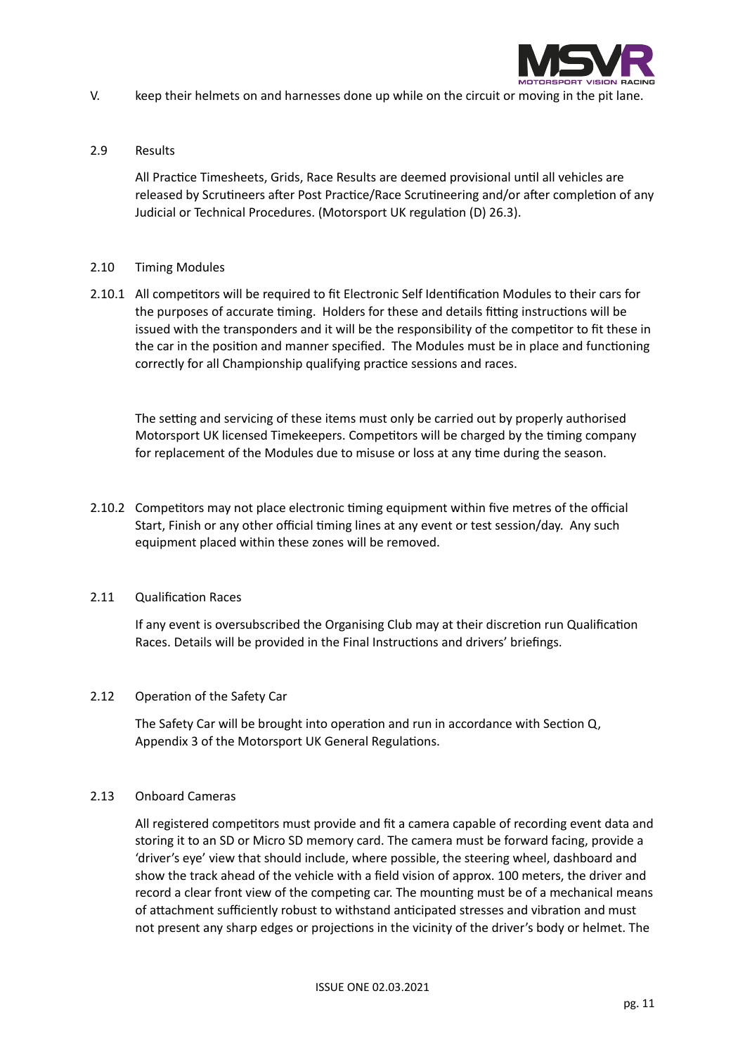V. keep their helmets on and harnesses done up while on the circuit or moving in the pit lane.

### 2.9 Results

All Practice Timesheets, Grids, Race Results are deemed provisional until all vehicles are released by Scrutineers after Post Practice/Race Scrutineering and/or after completion of any Judicial or Technical Procedures. (Motorsport UK regulation (D) 26.3).

### 2.10 Timing Modules

2.10.1 All competitors will be required to fit Electronic Self Identification Modules to their cars for the purposes of accurate timing. Holders for these and details fitting instructions will be issued with the transponders and it will be the responsibility of the competitor to fit these in the car in the position and manner specified. The Modules must be in place and functioning correctly for all Championship qualifying practice sessions and races.

The setting and servicing of these items must only be carried out by properly authorised Motorsport UK licensed Timekeepers. Competitors will be charged by the timing company for replacement of the Modules due to misuse or loss at any time during the season.

2.10.2 Competitors may not place electronic timing equipment within five metres of the official Start, Finish or any other official timing lines at any event or test session/day. Any such equipment placed within these zones will be removed.

### 2.11 Qualification Races

If any event is oversubscribed the Organising Club may at their discretion run Qualification Races. Details will be provided in the Final Instructions and drivers' briefings.

### 2.12 Operation of the Safety Car

The Safety Car will be brought into operation and run in accordance with Section Q, Appendix 3 of the Motorsport UK General Regulations.

### 2.13 Onboard Cameras

All registered competitors must provide and fit a camera capable of recording event data and storing it to an SD or Micro SD memory card. The camera must be forward facing, provide a 'driver's eye' view that should include, where possible, the steering wheel, dashboard and show the track ahead of the vehicle with a field vision of approx. 100 meters, the driver and record a clear front view of the competing car. The mounting must be of a mechanical means of attachment sufficiently robust to withstand anticipated stresses and vibration and must not present any sharp edges or projections in the vicinity of the driver's body or helmet. The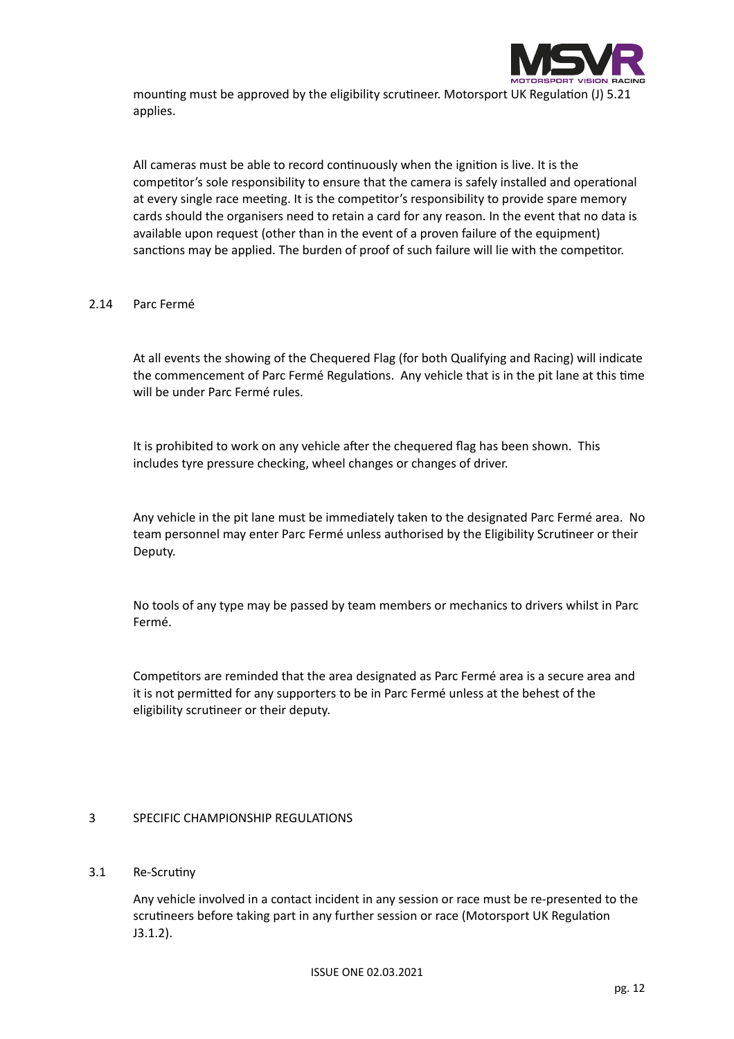mounting must be approved by the eligibility scrutineer. Motorsport UK Regulation (J) 5.21 applies.

All cameras must be able to record continuously when the ignition is live. It is the competitor's sole responsibility to ensure that the camera is safely installed and operational at every single race meeting. It is the competitor's responsibility to provide spare memory cards should the organisers need to retain a card for any reason. In the event that no data is available upon request (other than in the event of a proven failure of the equipment) sanctions may be applied. The burden of proof of such failure will lie with the competitor.

### 2.14 Parc Fermé

At all events the showing of the Chequered Flag (for both Qualifying and Racing) will indicate the commencement of Parc Fermé Regulations. Any vehicle that is in the pit lane at this time will be under Parc Fermé rules.

It is prohibited to work on any vehicle after the chequered flag has been shown. This includes tyre pressure checking, wheel changes or changes of driver.

Any vehicle in the pit lane must be immediately taken to the designated Parc Fermé area. No team personnel may enter Parc Fermé unless authorised by the Eligibility Scrutineer or their Deputy.

No tools of any type may be passed by team members or mechanics to drivers whilst in Parc Fermé.

Competitors are reminded that the area designated as Parc Fermé area is a secure area and it is not permitted for any supporters to be in Parc Fermé unless at the behest of the eligibility scrutineer or their deputy.

## 3 SPECIFIC CHAMPIONSHIP REGULATIONS

### 3.1 Re-Scrutiny

Any vehicle involved in a contact incident in any session or race must be re-presented to the scrutineers before taking part in any further session or race (Motorsport UK Regulation J3.1.2).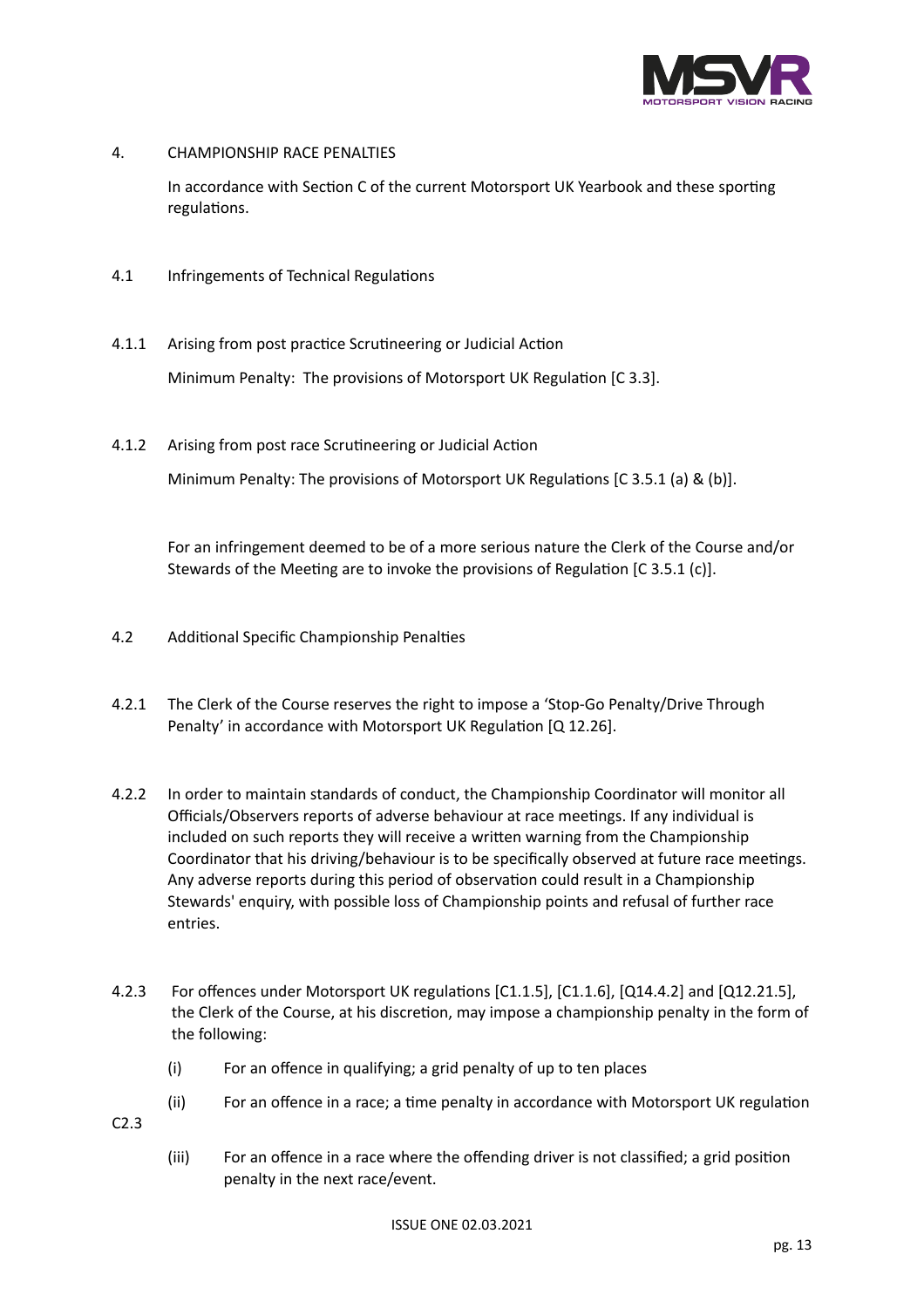## 4. CHAMPIONSHIP RACE PENALTIES

In accordance with Section C of the current Motorsport UK Yearbook and these sporting regulations.

### 4.1 Infringements of Technical Regulations

#### 4.1.1 Arising from post practice Scrutineering or Judicial Action

Minimum Penalty: The provisions of Motorsport UK Regulation [C 3.3].

#### 4.1.2 Arising from post race Scrutineering or Judicial Action

Minimum Penalty: The provisions of Motorsport UK Regulations [C 3.5.1 (a) & (b)].

For an infringement deemed to be of a more serious nature the Clerk of the Course and/or Stewards of the Meeting are to invoke the provisions of Regulation [C 3.5.1 (c)].

### 4.2 Additional Specific Championship Penalties

#### 4.2.1

The Clerk of the Course reserves the right to impose a 'Stop-Go Penalty/Drive Through Penalty' in accordance with Motorsport UK Regulation [Q 12.26].

#### 4.2.2

In order to maintain standards of conduct, the Championship Coordinator will monitor all Officials/Observers reports of adverse behaviour at race meetings. If any individual is included on such reports they will receive a written warning from the Championship Coordinator that his driving/behaviour is to be specifically observed at future race meetings. Any adverse reports during this period of observation could result in a Championship Stewards' enquiry, with possible loss of Championship points and refusal of further race entries.

#### 4.2.3

For offences under Motorsport UK regulations [C1.1.5], [C1.1.6], [Q14.4.2] and [Q12.21.5], the Clerk of the Course, at his discretion, may impose a championship penalty in the form of the following:

(i) For an offence in qualifying; a grid penalty of up to ten places

(ii) For an offence in a race; a time penalty in accordance with Motorsport UK regulation C2.3

(iii) For an offence in a race where the offending driver is not classified; a grid position penalty in the next race/event.

ISSUE ONE 02.03.2021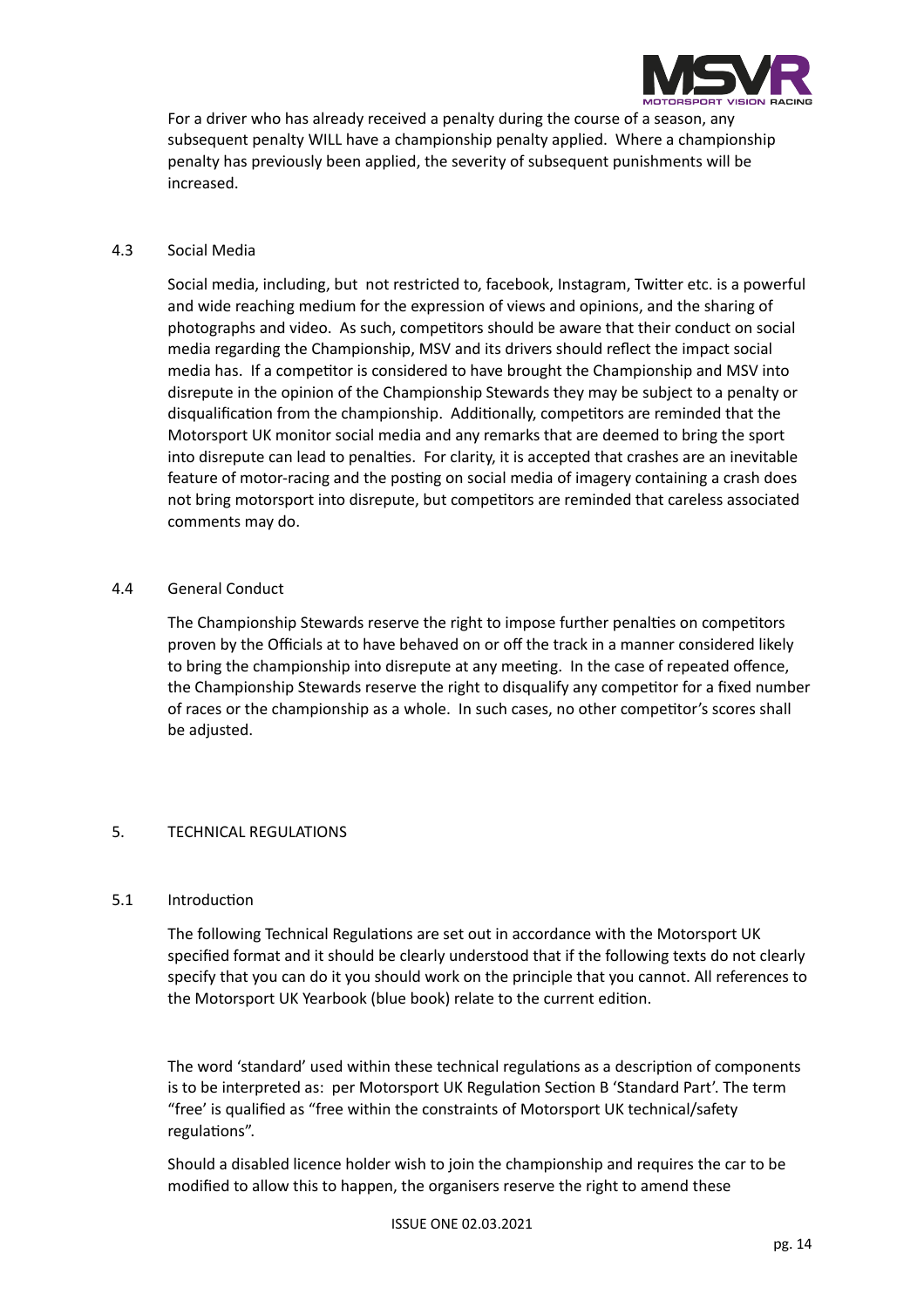For a driver who has already received a penalty during the course of a season, any subsequent penalty WILL have a championship penalty applied. Where a championship penalty has previously been applied, the severity of subsequent punishments will be increased.

### 4.3 Social Media

Social media, including, but not restricted to, facebook, Instagram, Twitter etc. is a powerful and wide reaching medium for the expression of views and opinions, and the sharing of photographs and video. As such, competitors should be aware that their conduct on social media regarding the Championship, MSV and its drivers should reflect the impact social media has. If a competitor is considered to have brought the Championship and MSV into disrepute in the opinion of the Championship Stewards they may be subject to a penalty or disqualification from the championship. Additionally, competitors are reminded that the Motorsport UK monitor social media and any remarks that are deemed to bring the sport into disrepute can lead to penalties. For clarity, it is accepted that crashes are an inevitable feature of motor-racing and the posting on social media of imagery containing a crash does not bring motorsport into disrepute, but competitors are reminded that careless associated comments may do.

### 4.4 General Conduct

The Championship Stewards reserve the right to impose further penalties on competitors proven by the Officials at to have behaved on or off the track in a manner considered likely to bring the championship into disrepute at any meeting. In the case of repeated offence, the Championship Stewards reserve the right to disqualify any competitor for a fixed number of races or the championship as a whole. In such cases, no other competitor's scores shall be adjusted.

## 5. TECHNICAL REGULATIONS

### 5.1 Introduction

The following Technical Regulations are set out in accordance with the Motorsport UK specified format and it should be clearly understood that if the following texts do not clearly specify that you can do it you should work on the principle that you cannot. All references to the Motorsport UK Yearbook (blue book) relate to the current edition.

The word 'standard' used within these technical regulations as a description of components is to be interpreted as: per Motorsport UK Regulation Section B 'Standard Part'. The term "free' is qualified as "free within the constraints of Motorsport UK technical/safety regulations".

Should a disabled licence holder wish to join the championship and requires the car to be modified to allow this to happen, the organisers reserve the right to amend these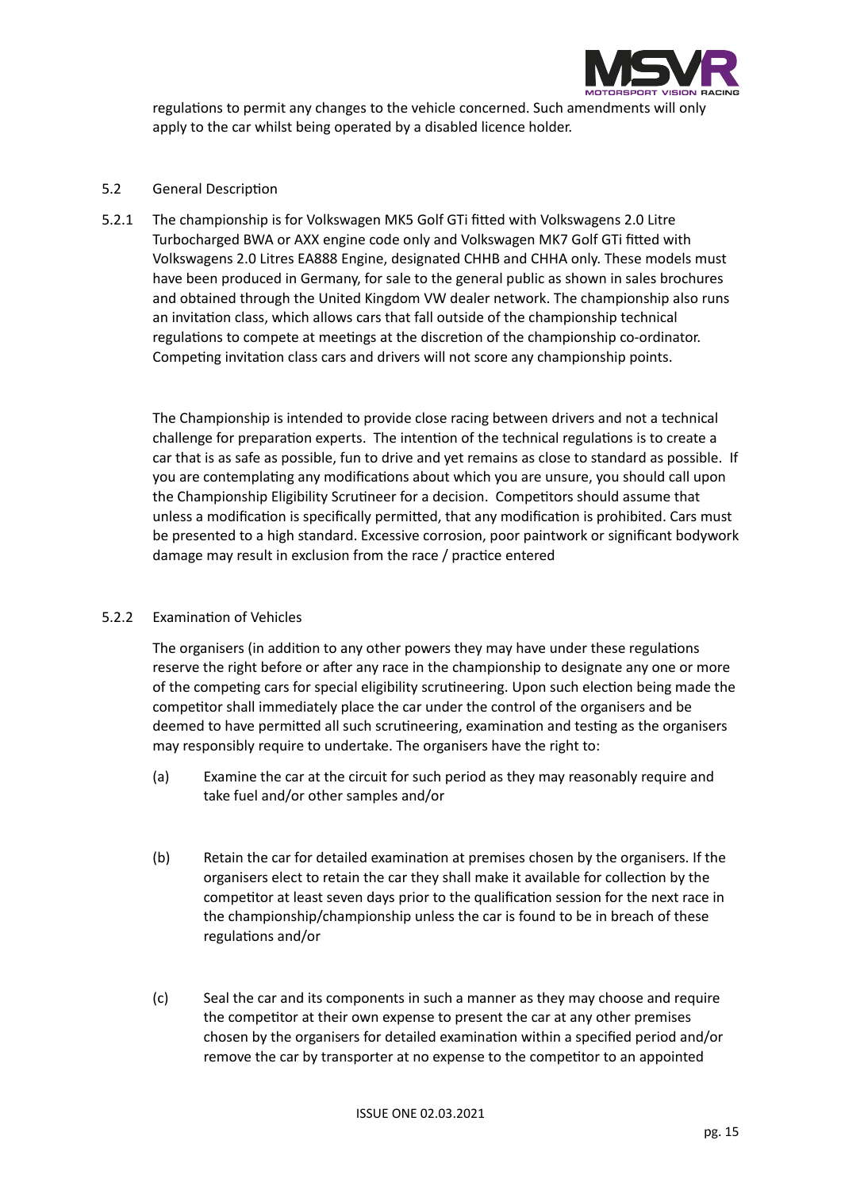regulations to permit any changes to the vehicle concerned. Such amendments will only apply to the car whilst being operated by a disabled licence holder.

5.2 General Description

5.2.1 The championship is for Volkswagen MK5 Golf GTi fitted with Volkswagens 2.0 Litre Turbocharged BWA or AXX engine code only and Volkswagen MK7 Golf GTi fitted with Volkswagens 2.0 Litres EA888 Engine, designated CHHB and CHHA only. These models must have been produced in Germany, for sale to the general public as shown in sales brochures and obtained through the United Kingdom VW dealer network. The championship also runs an invitation class, which allows cars that fall outside of the championship technical regulations to compete at meetings at the discretion of the championship co-ordinator. Competing invitation class cars and drivers will not score any championship points.

The Championship is intended to provide close racing between drivers and not a technical challenge for preparation experts. The intention of the technical regulations is to create a car that is as safe as possible, fun to drive and yet remains as close to standard as possible. If you are contemplating any modifications about which you are unsure, you should call upon the Championship Eligibility Scrutineer for a decision. Competitors should assume that unless a modification is specifically permitted, that any modification is prohibited. Cars must be presented to a high standard. Excessive corrosion, poor paintwork or significant bodywork damage may result in exclusion from the race / practice entered

5.2.2 Examination of Vehicles

The organisers (in addition to any other powers they may have under these regulations reserve the right before or after any race in the championship to designate any one or more of the competing cars for special eligibility scrutineering. Upon such election being made the competitor shall immediately place the car under the control of the organisers and be deemed to have permitted all such scrutineering, examination and testing as the organisers may responsibly require to undertake. The organisers have the right to:

(a) Examine the car at the circuit for such period as they may reasonably require and take fuel and/or other samples and/or

(b) Retain the car for detailed examination at premises chosen by the organisers. If the organisers elect to retain the car they shall make it available for collection by the competitor at least seven days prior to the qualification session for the next race in the championship/championship unless the car is found to be in breach of these regulations and/or

(c) Seal the car and its components in such a manner as they may choose and require the competitor at their own expense to present the car at any other premises chosen by the organisers for detailed examination within a specified period and/or remove the car by transporter at no expense to the competitor to an appointed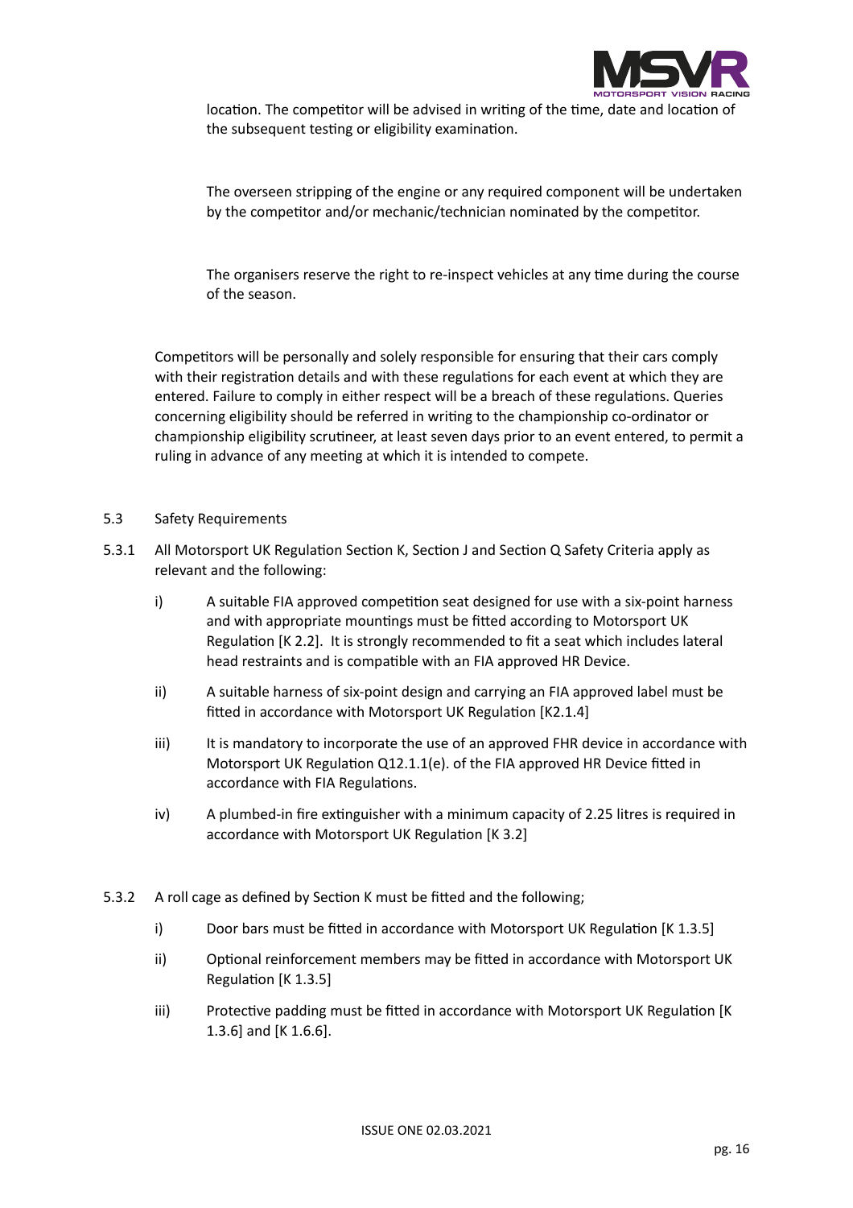location. The competitor will be advised in writing of the time, date and location of the subsequent testing or eligibility examination.

The overseen stripping of the engine or any required component will be undertaken by the competitor and/or mechanic/technician nominated by the competitor.

The organisers reserve the right to re-inspect vehicles at any time during the course of the season.

Competitors will be personally and solely responsible for ensuring that their cars comply with their registration details and with these regulations for each event at which they are entered. Failure to comply in either respect will be a breach of these regulations. Queries concerning eligibility should be referred in writing to the championship co-ordinator or championship eligibility scrutineer, at least seven days prior to an event entered, to permit a ruling in advance of any meeting at which it is intended to compete.

5.3 Safety Requirements

5.3.1 All Motorsport UK Regulation Section K, Section J and Section Q Safety Criteria apply as relevant and the following:

- i) A suitable FIA approved competition seat designed for use with a six-point harness and with appropriate mountings must be fitted according to Motorsport UK Regulation [K 2.2]. It is strongly recommended to fit a seat which includes lateral head restraints and is compatible with an FIA approved HR Device.
- ii) A suitable harness of six-point design and carrying an FIA approved label must be fitted in accordance with Motorsport UK Regulation [K2.1.4]
- iii) It is mandatory to incorporate the use of an approved FHR device in accordance with Motorsport UK Regulation Q12.1.1(e). of the FIA approved HR Device fitted in accordance with FIA Regulations.
- iv) A plumbed-in fire extinguisher with a minimum capacity of 2.25 litres is required in accordance with Motorsport UK Regulation [K 3.2]

5.3.2 A roll cage as defined by Section K must be fitted and the following;

- i) Door bars must be fitted in accordance with Motorsport UK Regulation [K 1.3.5]
- ii) Optional reinforcement members may be fitted in accordance with Motorsport UK Regulation [K 1.3.5]
- iii) Protective padding must be fitted in accordance with Motorsport UK Regulation [K 1.3.6] and [K 1.6.6].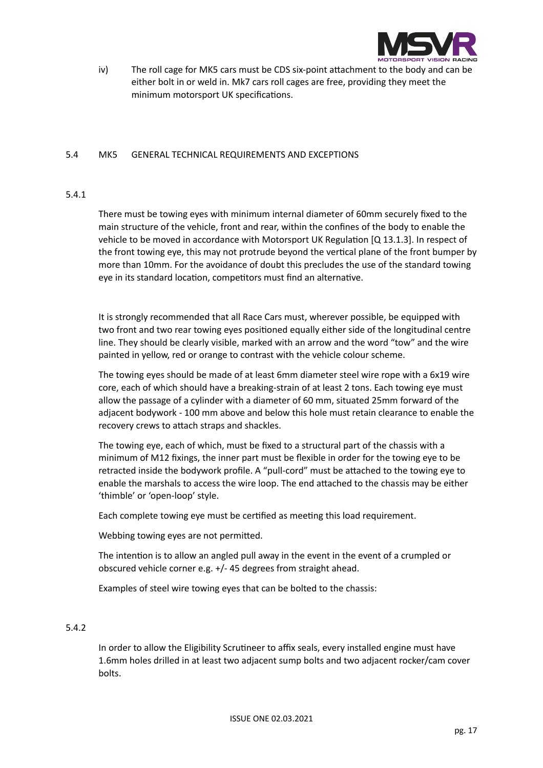iv) The roll cage for MK5 cars must be CDS six-point attachment to the body and can be either bolt in or weld in. Mk7 cars roll cages are free, providing they meet the minimum motorsport UK specifications.

## 5.4 MK5 GENERAL TECHNICAL REQUIREMENTS AND EXCEPTIONS

### 5.4.1

There must be towing eyes with minimum internal diameter of 60mm securely fixed to the main structure of the vehicle, front and rear, within the confines of the body to enable the vehicle to be moved in accordance with Motorsport UK Regulation [Q 13.1.3]. In respect of the front towing eye, this may not protrude beyond the vertical plane of the front bumper by more than 10mm. For the avoidance of doubt this precludes the use of the standard towing eye in its standard location, competitors must find an alternative.

It is strongly recommended that all Race Cars must, wherever possible, be equipped with two front and two rear towing eyes positioned equally either side of the longitudinal centre line. They should be clearly visible, marked with an arrow and the word "tow" and the wire painted in yellow, red or orange to contrast with the vehicle colour scheme.

The towing eyes should be made of at least 6mm diameter steel wire rope with a 6x19 wire core, each of which should have a breaking-strain of at least 2 tons. Each towing eye must allow the passage of a cylinder with a diameter of 60 mm, situated 25mm forward of the adjacent bodywork - 100 mm above and below this hole must retain clearance to enable the recovery crews to attach straps and shackles.

The towing eye, each of which, must be fixed to a structural part of the chassis with a minimum of M12 fixings, the inner part must be flexible in order for the towing eye to be retracted inside the bodywork profile. A "pull-cord" must be attached to the towing eye to enable the marshals to access the wire loop. The end attached to the chassis may be either 'thimble' or 'open-loop' style.

Each complete towing eye must be certified as meeting this load requirement.

Webbing towing eyes are not permitted.

The intention is to allow an angled pull away in the event in the event of a crumpled or obscured vehicle corner e.g. +/- 45 degrees from straight ahead.

Examples of steel wire towing eyes that can be bolted to the chassis:

### 5.4.2

In order to allow the Eligibility Scrutineer to affix seals, every installed engine must have 1.6mm holes drilled in at least two adjacent sump bolts and two adjacent rocker/cam cover bolts.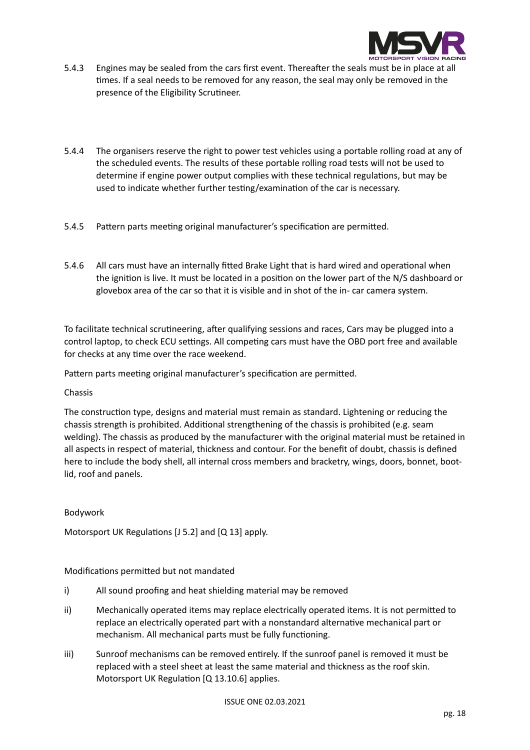5.4.3 Engines may be sealed from the cars first event. Thereafter the seals must be in place at all times. If a seal needs to be removed for any reason, the seal may only be removed in the presence of the Eligibility Scrutineer.

5.4.4 The organisers reserve the right to power test vehicles using a portable rolling road at any of the scheduled events. The results of these portable rolling road tests will not be used to determine if engine power output complies with these technical regulations, but may be used to indicate whether further testing/examination of the car is necessary.

5.4.5 Pattern parts meeting original manufacturer's specification are permitted.

5.4.6 All cars must have an internally fitted Brake Light that is hard wired and operational when the ignition is live. It must be located in a position on the lower part of the N/S dashboard or glovebox area of the car so that it is visible and in shot of the in- car camera system.

To facilitate technical scrutineering, after qualifying sessions and races, Cars may be plugged into a control laptop, to check ECU settings. All competing cars must have the OBD port free and available for checks at any time over the race weekend.

Pattern parts meeting original manufacturer's specification are permitted.

Chassis

The construction type, designs and material must remain as standard. Lightening or reducing the chassis strength is prohibited. Additional strengthening of the chassis is prohibited (e.g. seam welding). The chassis as produced by the manufacturer with the original material must be retained in all aspects in respect of material, thickness and contour. For the benefit of doubt, chassis is defined here to include the body shell, all internal cross members and bracketry, wings, doors, bonnet, boot-lid, roof and panels.

Bodywork

Motorsport UK Regulations [J 5.2] and [Q 13] apply.

Modifications permitted but not mandated

i) All sound proofing and heat shielding material may be removed

ii) Mechanically operated items may replace electrically operated items. It is not permitted to replace an electrically operated part with a nonstandard alternative mechanical part or mechanism. All mechanical parts must be fully functioning.

iii) Sunroof mechanisms can be removed entirely. If the sunroof panel is removed it must be replaced with a steel sheet at least the same material and thickness as the roof skin. Motorsport UK Regulation [Q 13.10.6] applies.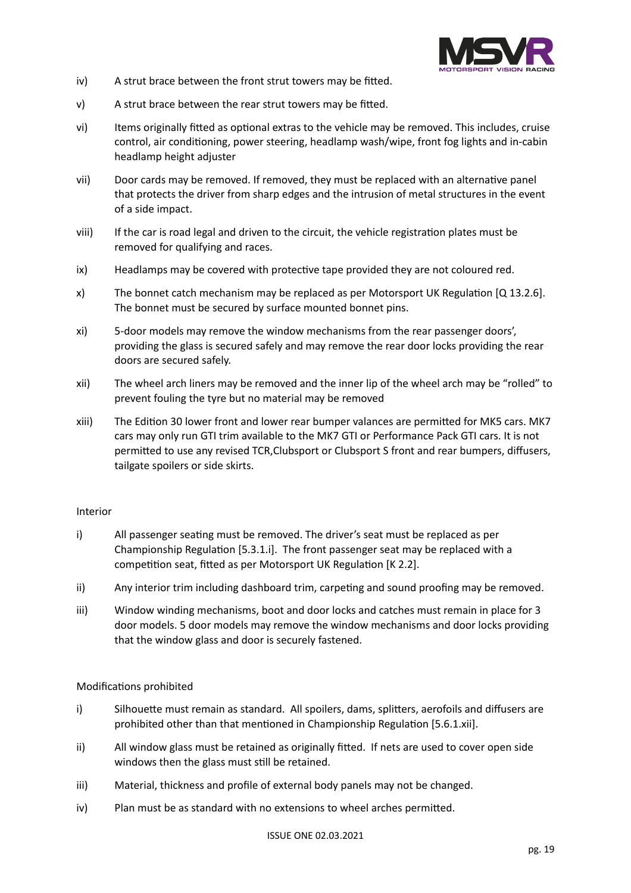iv) A strut brace between the front strut towers may be fitted.

v) A strut brace between the rear strut towers may be fitted.

vi) Items originally fitted as optional extras to the vehicle may be removed. This includes, cruise control, air conditioning, power steering, headlamp wash/wipe, front fog lights and in-cabin headlamp height adjuster

vii) Door cards may be removed. If removed, they must be replaced with an alternative panel that protects the driver from sharp edges and the intrusion of metal structures in the event of a side impact.

viii) If the car is road legal and driven to the circuit, the vehicle registration plates must be removed for qualifying and races.

ix) Headlamps may be covered with protective tape provided they are not coloured red.

x) The bonnet catch mechanism may be replaced as per Motorsport UK Regulation [Q 13.2.6]. The bonnet must be secured by surface mounted bonnet pins.

xi) 5-door models may remove the window mechanisms from the rear passenger doors', providing the glass is secured safely and may remove the rear door locks providing the rear doors are secured safely.

xii) The wheel arch liners may be removed and the inner lip of the wheel arch may be "rolled" to prevent fouling the tyre but no material may be removed

xiii) The Edition 30 lower front and lower rear bumper valances are permitted for MK5 cars. MK7 cars may only run GTI trim available to the MK7 GTI or Performance Pack GTI cars. It is not permitted to use any revised TCR,Clubsport or Clubsport S front and rear bumpers, diffusers, tailgate spoilers or side skirts.

Interior

i) All passenger seating must be removed. The driver's seat must be replaced as per Championship Regulation [5.3.1.i]. The front passenger seat may be replaced with a competition seat, fitted as per Motorsport UK Regulation [K 2.2].

ii) Any interior trim including dashboard trim, carpeting and sound proofing may be removed.

iii) Window winding mechanisms, boot and door locks and catches must remain in place for 3 door models. 5 door models may remove the window mechanisms and door locks providing that the window glass and door is securely fastened.

Modifications prohibited

i) Silhouette must remain as standard. All spoilers, dams, splitters, aerofoils and diffusers are prohibited other than that mentioned in Championship Regulation [5.6.1.xii].

ii) All window glass must be retained as originally fitted. If nets are used to cover open side windows then the glass must still be retained.

iii) Material, thickness and profile of external body panels may not be changed.

iv) Plan must be as standard with no extensions to wheel arches permitted.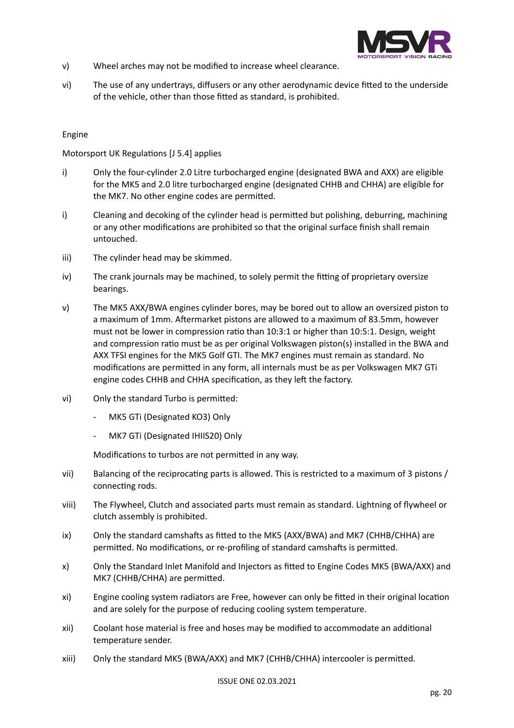v) Wheel arches may not be modified to increase wheel clearance.

vi) The use of any undertrays, diffusers or any other aerodynamic device fitted to the underside of the vehicle, other than those fitted as standard, is prohibited.

Engine

Motorsport UK Regulations [J 5.4] applies

i) Only the four-cylinder 2.0 Litre turbocharged engine (designated BWA and AXX) are eligible for the MK5 and 2.0 litre turbocharged engine (designated CHHB and CHHA) are eligible for the MK7. No other engine codes are permitted.

i) Cleaning and decoking of the cylinder head is permitted but polishing, deburring, machining or any other modifications are prohibited so that the original surface finish shall remain untouched.

iii) The cylinder head may be skimmed.

iv) The crank journals may be machined, to solely permit the fitting of proprietary oversize bearings.

v) The MK5 AXX/BWA engines cylinder bores, may be bored out to allow an oversized piston to a maximum of 1mm. Aftermarket pistons are allowed to a maximum of 83.5mm, however must not be lower in compression ratio than 10:3:1 or higher than 10:5:1. Design, weight and compression ratio must be as per original Volkswagen piston(s) installed in the BWA and AXX TFSI engines for the MK5 Golf GTI. The MK7 engines must remain as standard. No modifications are permitted in any form, all internals must be as per Volkswagen MK7 GTi engine codes CHHB and CHHA specification, as they left the factory.

vi) Only the standard Turbo is permitted:

- MK5 GTi (Designated KO3) Only
- MK7 GTi (Designated IHIIS20) Only

Modifications to turbos are not permitted in any way.

vii) Balancing of the reciprocating parts is allowed. This is restricted to a maximum of 3 pistons / connecting rods.

viii) The Flywheel, Clutch and associated parts must remain as standard. Lightning of flywheel or clutch assembly is prohibited.

ix) Only the standard camshafts as fitted to the MK5 (AXX/BWA) and MK7 (CHHB/CHHA) are permitted. No modifications, or re-profiling of standard camshafts is permitted.

x) Only the Standard Inlet Manifold and Injectors as fitted to Engine Codes MK5 (BWA/AXX) and MK7 (CHHB/CHHA) are permitted.

xi) Engine cooling system radiators are Free, however can only be fitted in their original location and are solely for the purpose of reducing cooling system temperature.

xii) Coolant hose material is free and hoses may be modified to accommodate an additional temperature sender.

xiii) Only the standard MK5 (BWA/AXX) and MK7 (CHHB/CHHA) intercooler is permitted.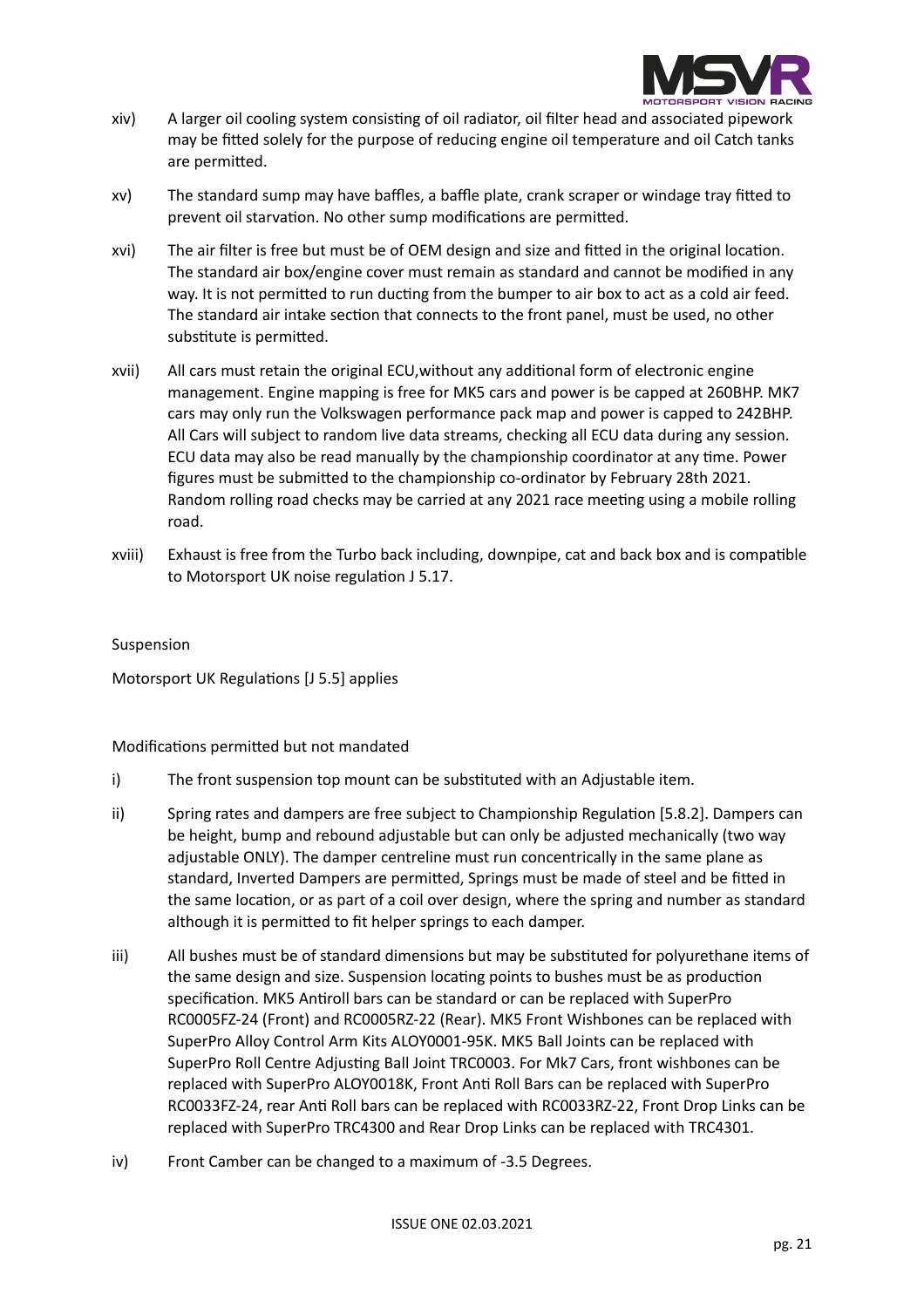xiv) A larger oil cooling system consisting of oil radiator, oil filter head and associated pipework may be fitted solely for the purpose of reducing engine oil temperature and oil Catch tanks are permitted.

xv) The standard sump may have baffles, a baffle plate, crank scraper or windage tray fitted to prevent oil starvation. No other sump modifications are permitted.

xvi) The air filter is free but must be of OEM design and size and fitted in the original location. The standard air box/engine cover must remain as standard and cannot be modified in any way. It is not permitted to run ducting from the bumper to air box to act as a cold air feed. The standard air intake section that connects to the front panel, must be used, no other substitute is permitted.

xvii) All cars must retain the original ECU,without any additional form of electronic engine management. Engine mapping is free for MK5 cars and power is be capped at 260BHP. MK7 cars may only run the Volkswagen performance pack map and power is capped to 242BHP. All Cars will subject to random live data streams, checking all ECU data during any session. ECU data may also be read manually by the championship coordinator at any time. Power figures must be submitted to the championship co-ordinator by February 28th 2021. Random rolling road checks may be carried at any 2021 race meeting using a mobile rolling road.

xviii) Exhaust is free from the Turbo back including, downpipe, cat and back box and is compatible to Motorsport UK noise regulation J 5.17.

Suspension

Motorsport UK Regulations [J 5.5] applies

Modifications permitted but not mandated

i) The front suspension top mount can be substituted with an Adjustable item.

ii) Spring rates and dampers are free subject to Championship Regulation [5.8.2]. Dampers can be height, bump and rebound adjustable but can only be adjusted mechanically (two way adjustable ONLY). The damper centreline must run concentrically in the same plane as standard, Inverted Dampers are permitted, Springs must be made of steel and be fitted in the same location, or as part of a coil over design, where the spring and number as standard although it is permitted to fit helper springs to each damper.

iii) All bushes must be of standard dimensions but may be substituted for polyurethane items of the same design and size. Suspension locating points to bushes must be as production specification. MK5 Antiroll bars can be standard or can be replaced with SuperPro RC0005FZ-24 (Front) and RC0005RZ-22 (Rear). MK5 Front Wishbones can be replaced with SuperPro Alloy Control Arm Kits ALOY0001-95K. MK5 Ball Joints can be replaced with SuperPro Roll Centre Adjusting Ball Joint TRC0003. For Mk7 Cars, front wishbones can be replaced with SuperPro ALOY0018K, Front Anti Roll Bars can be replaced with SuperPro RC0033FZ-24, rear Anti Roll bars can be replaced with RC0033RZ-22, Front Drop Links can be replaced with SuperPro TRC4300 and Rear Drop Links can be replaced with TRC4301.

iv) Front Camber can be changed to a maximum of -3.5 Degrees.

ISSUE ONE 02.03.2021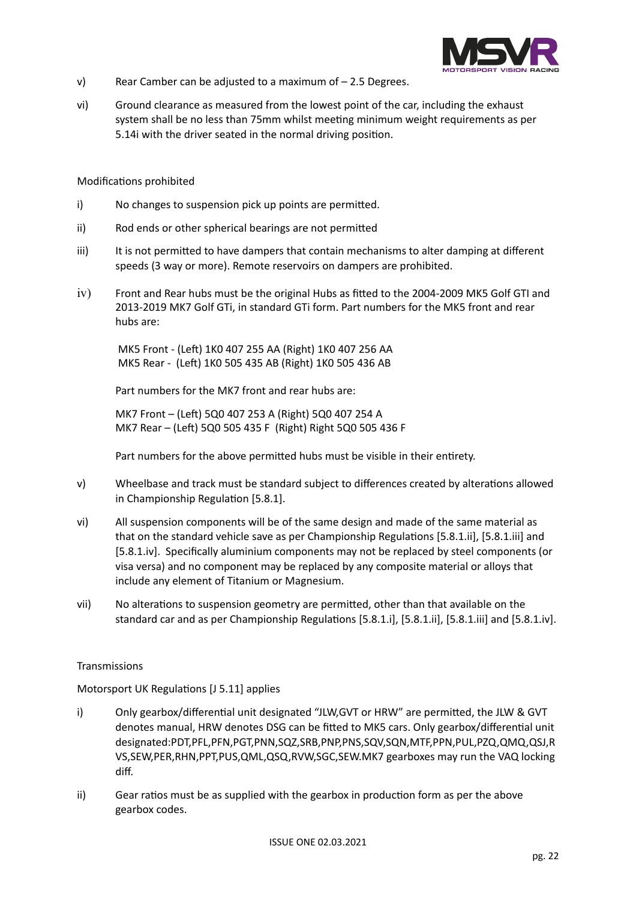v) Rear Camber can be adjusted to a maximum of – 2.5 Degrees.

vi) Ground clearance as measured from the lowest point of the car, including the exhaust system shall be no less than 75mm whilst meeting minimum weight requirements as per 5.14i with the driver seated in the normal driving position.

Modifications prohibited

i) No changes to suspension pick up points are permitted.

ii) Rod ends or other spherical bearings are not permitted

iii) It is not permitted to have dampers that contain mechanisms to alter damping at different speeds (3 way or more). Remote reservoirs on dampers are prohibited.

iv) Front and Rear hubs must be the original Hubs as fitted to the 2004-2009 MK5 Golf GTI and 2013-2019 MK7 Golf GTi, in standard GTi form. Part numbers for the MK5 front and rear hubs are:

MK5 Front - (Left) 1K0 407 255 AA (Right) 1K0 407 256 AA
MK5 Rear - (Left) 1K0 505 435 AB (Right) 1K0 505 436 AB

Part numbers for the MK7 front and rear hubs are:

MK7 Front – (Left) 5Q0 407 253 A (Right) 5Q0 407 254 A
MK7 Rear – (Left) 5Q0 505 435 F (Right) Right 5Q0 505 436 F

Part numbers for the above permitted hubs must be visible in their entirety.

v) Wheelbase and track must be standard subject to differences created by alterations allowed in Championship Regulation [5.8.1].

vi) All suspension components will be of the same design and made of the same material as that on the standard vehicle save as per Championship Regulations [5.8.1.ii], [5.8.1.iii] and [5.8.1.iv]. Specifically aluminium components may not be replaced by steel components (or visa versa) and no component may be replaced by any composite material or alloys that include any element of Titanium or Magnesium.

vii) No alterations to suspension geometry are permitted, other than that available on the standard car and as per Championship Regulations [5.8.1.i], [5.8.1.ii], [5.8.1.iii] and [5.8.1.iv].

Transmissions

Motorsport UK Regulations [J 5.11] applies

i) Only gearbox/differential unit designated "JLW,GVT or HRW" are permitted, the JLW & GVT denotes manual, HRW denotes DSG can be fitted to MK5 cars. Only gearbox/differential unit designated:PDT,PFL,PFN,PGT,PNN,SQZ,SRB,PNP,PNS,SQV,SQN,MTF,PPN,PUL,PZQ,QMQ,QSJ,RVS,SEW,PER,RHN,PPT,PUS,QML,QSQ,RVW,SGC,SEW.MK7 gearboxes may run the VAQ locking diff.

ii) Gear ratios must be as supplied with the gearbox in production form as per the above gearbox codes.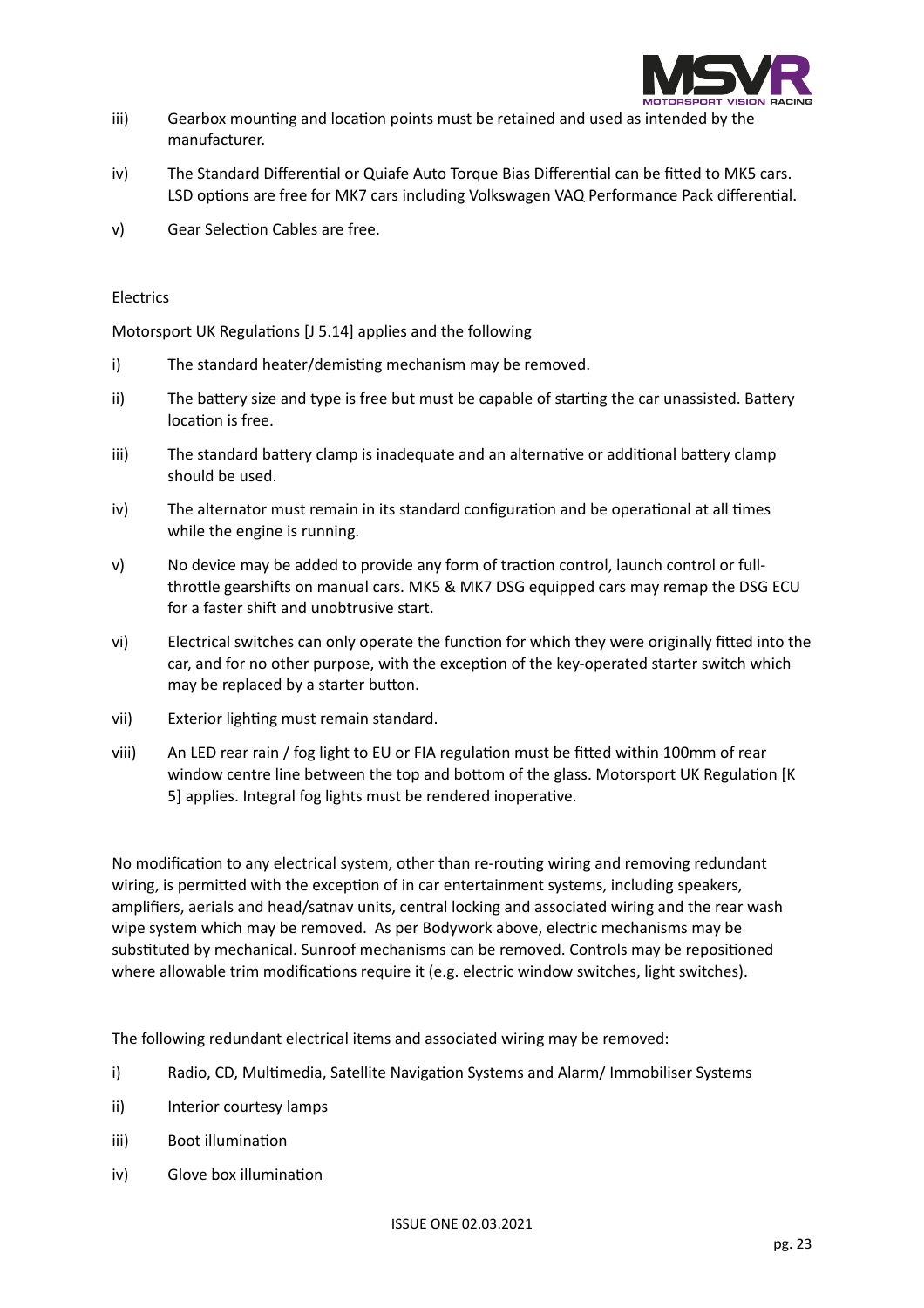iii) Gearbox mounting and location points must be retained and used as intended by the manufacturer.

iv) The Standard Differential or Quiafe Auto Torque Bias Differential can be fitted to MK5 cars. LSD options are free for MK7 cars including Volkswagen VAQ Performance Pack differential.

v) Gear Selection Cables are free.

Electrics

Motorsport UK Regulations [J 5.14] applies and the following

i) The standard heater/demisting mechanism may be removed.

ii) The battery size and type is free but must be capable of starting the car unassisted. Battery location is free.

iii) The standard battery clamp is inadequate and an alternative or additional battery clamp should be used.

iv) The alternator must remain in its standard configuration and be operational at all times while the engine is running.

v) No device may be added to provide any form of traction control, launch control or full-throttle gearshifts on manual cars. MK5 & MK7 DSG equipped cars may remap the DSG ECU for a faster shift and unobtrusive start.

vi) Electrical switches can only operate the function for which they were originally fitted into the car, and for no other purpose, with the exception of the key-operated starter switch which may be replaced by a starter button.

vii) Exterior lighting must remain standard.

viii) An LED rear rain / fog light to EU or FIA regulation must be fitted within 100mm of rear window centre line between the top and bottom of the glass. Motorsport UK Regulation [K 5] applies. Integral fog lights must be rendered inoperative.

No modification to any electrical system, other than re-routing wiring and removing redundant wiring, is permitted with the exception of in car entertainment systems, including speakers, amplifiers, aerials and head/satnav units, central locking and associated wiring and the rear wash wipe system which may be removed. As per Bodywork above, electric mechanisms may be substituted by mechanical. Sunroof mechanisms can be removed. Controls may be repositioned where allowable trim modifications require it (e.g. electric window switches, light switches).

The following redundant electrical items and associated wiring may be removed:

i) Radio, CD, Multimedia, Satellite Navigation Systems and Alarm/ Immobiliser Systems

ii) Interior courtesy lamps

iii) Boot illumination

iv) Glove box illumination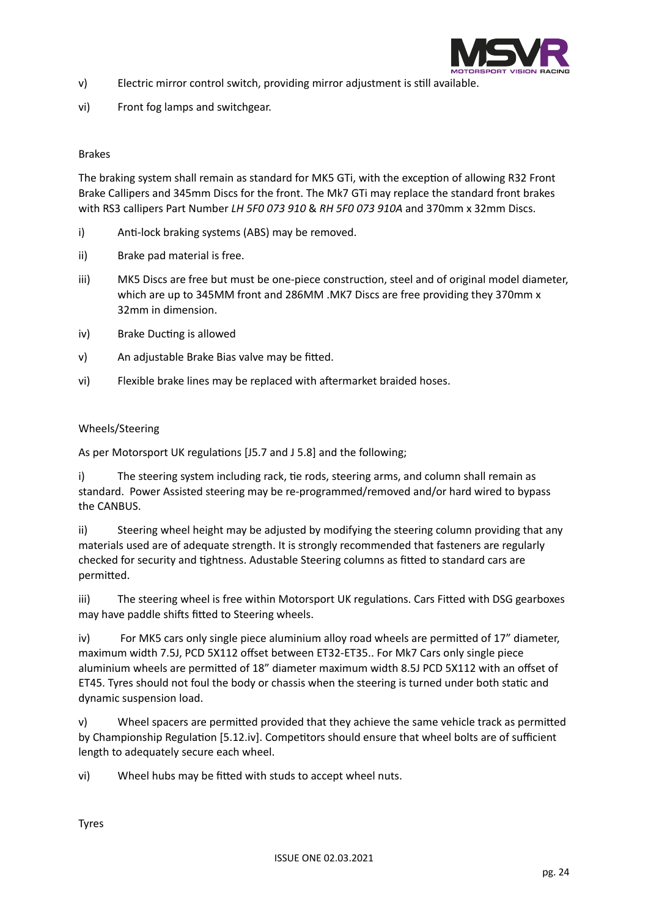v) Electric mirror control switch, providing mirror adjustment is still available.

vi) Front fog lamps and switchgear.

Brakes

The braking system shall remain as standard for MK5 GTi, with the exception of allowing R32 Front Brake Callipers and 345mm Discs for the front. The Mk7 GTi may replace the standard front brakes with RS3 callipers Part Number *LH 5F0 073 910* & *RH 5F0 073 910A* and 370mm x 32mm Discs.

i) Anti-lock braking systems (ABS) may be removed.

ii) Brake pad material is free.

iii) MK5 Discs are free but must be one-piece construction, steel and of original model diameter, which are up to 345MM front and 286MM .MK7 Discs are free providing they 370mm x 32mm in dimension.

iv) Brake Ducting is allowed

v) An adjustable Brake Bias valve may be fitted.

vi) Flexible brake lines may be replaced with aftermarket braided hoses.

Wheels/Steering

As per Motorsport UK regulations [J5.7 and J 5.8] and the following;

i) The steering system including rack, tie rods, steering arms, and column shall remain as standard. Power Assisted steering may be re-programmed/removed and/or hard wired to bypass the CANBUS.

ii) Steering wheel height may be adjusted by modifying the steering column providing that any materials used are of adequate strength. It is strongly recommended that fasteners are regularly checked for security and tightness. Adustable Steering columns as fitted to standard cars are permitted.

iii) The steering wheel is free within Motorsport UK regulations. Cars Fitted with DSG gearboxes may have paddle shifts fitted to Steering wheels.

iv) For MK5 cars only single piece aluminium alloy road wheels are permitted of 17" diameter, maximum width 7.5J, PCD 5X112 offset between ET32-ET35.. For Mk7 Cars only single piece aluminium wheels are permitted of 18" diameter maximum width 8.5J PCD 5X112 with an offset of ET45. Tyres should not foul the body or chassis when the steering is turned under both static and dynamic suspension load.

v) Wheel spacers are permitted provided that they achieve the same vehicle track as permitted by Championship Regulation [5.12.iv]. Competitors should ensure that wheel bolts are of sufficient length to adequately secure each wheel.

vi) Wheel hubs may be fitted with studs to accept wheel nuts.

Tyres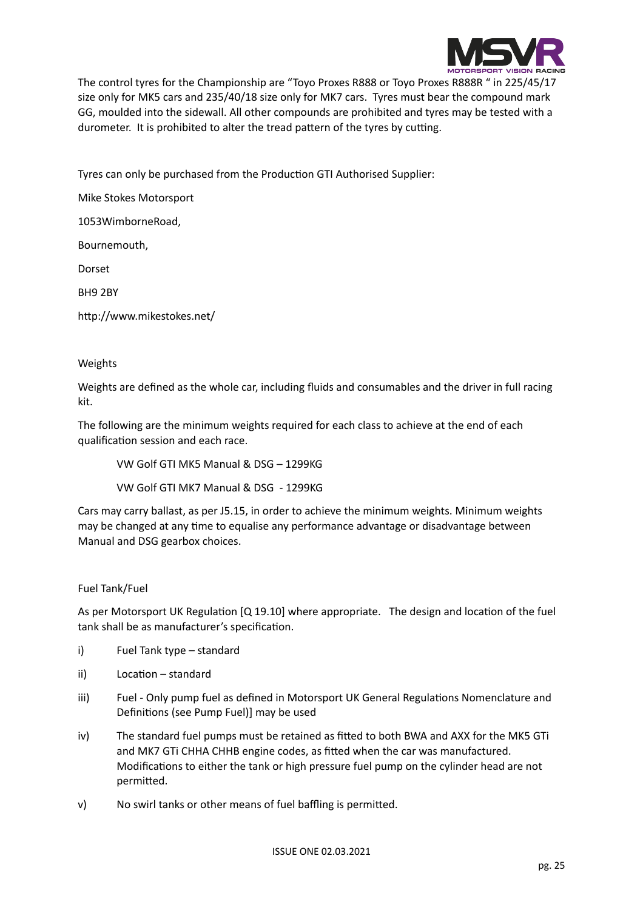The control tyres for the Championship are "Toyo Proxes R888 or Toyo Proxes R888R " in 225/45/17 size only for MK5 cars and 235/40/18 size only for MK7 cars. Tyres must bear the compound mark GG, moulded into the sidewall. All other compounds are prohibited and tyres may be tested with a durometer. It is prohibited to alter the tread pattern of the tyres by cutting.

Tyres can only be purchased from the Production GTI Authorised Supplier:

Mike Stokes Motorsport

1053WimborneRoad,

Bournemouth,

Dorset

BH9 2BY

http://www.mikestokes.net/

## Weights

Weights are defined as the whole car, including fluids and consumables and the driver in full racing kit.

The following are the minimum weights required for each class to achieve at the end of each qualification session and each race.

VW Golf GTI MK5 Manual & DSG – 1299KG

VW Golf GTI MK7 Manual & DSG - 1299KG

Cars may carry ballast, as per J5.15, in order to achieve the minimum weights. Minimum weights may be changed at any time to equalise any performance advantage or disadvantage between Manual and DSG gearbox choices.

## Fuel Tank/Fuel

As per Motorsport UK Regulation [Q 19.10] where appropriate. The design and location of the fuel tank shall be as manufacturer's specification.

i) Fuel Tank type – standard

ii) Location – standard

iii) Fuel - Only pump fuel as defined in Motorsport UK General Regulations Nomenclature and Definitions (see Pump Fuel)] may be used

iv) The standard fuel pumps must be retained as fitted to both BWA and AXX for the MK5 GTi and MK7 GTi CHHA CHHB engine codes, as fitted when the car was manufactured. Modifications to either the tank or high pressure fuel pump on the cylinder head are not permitted.

v) No swirl tanks or other means of fuel baffling is permitted.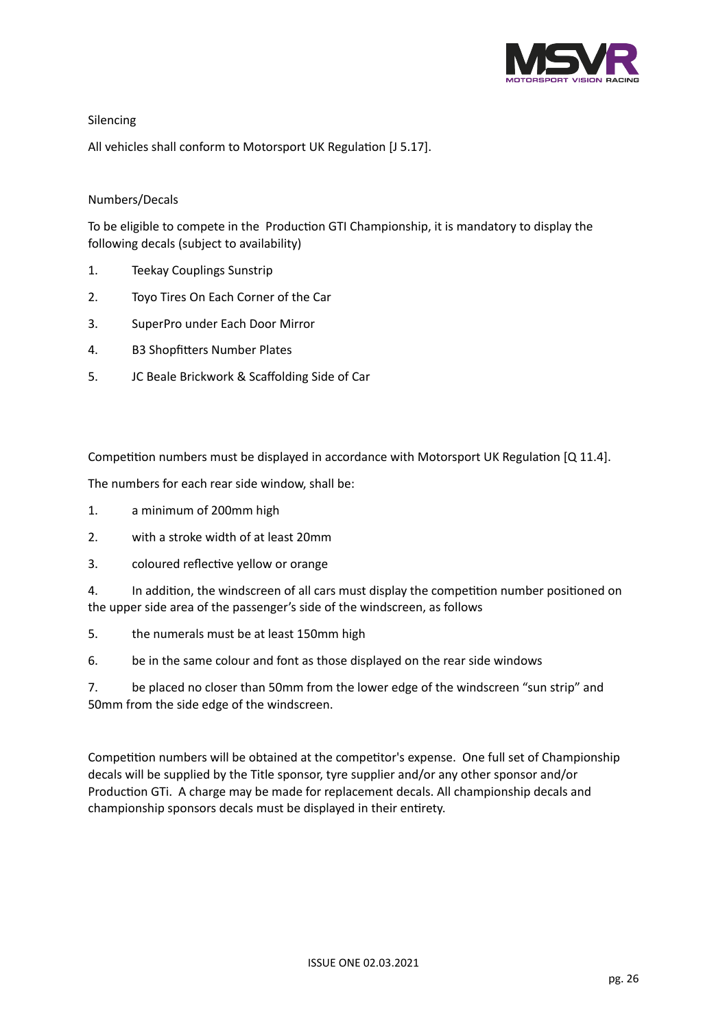Silencing

All vehicles shall conform to Motorsport UK Regulation [J 5.17].

Numbers/Decals

To be eligible to compete in the Production GTI Championship, it is mandatory to display the following decals (subject to availability)

1. Teekay Couplings Sunstrip
2. Toyo Tires On Each Corner of the Car
3. SuperPro under Each Door Mirror
4. B3 Shopfitters Number Plates
5. JC Beale Brickwork & Scaffolding Side of Car

Competition numbers must be displayed in accordance with Motorsport UK Regulation [Q 11.4].

The numbers for each rear side window, shall be:

1. a minimum of 200mm high
2. with a stroke width of at least 20mm
3. coloured reflective yellow or orange
4. In addition, the windscreen of all cars must display the competition number positioned on the upper side area of the passenger's side of the windscreen, as follows
5. the numerals must be at least 150mm high
6. be in the same colour and font as those displayed on the rear side windows
7. be placed no closer than 50mm from the lower edge of the windscreen "sun strip" and 50mm from the side edge of the windscreen.

Competition numbers will be obtained at the competitor's expense. One full set of Championship decals will be supplied by the Title sponsor, tyre supplier and/or any other sponsor and/or Production GTi. A charge may be made for replacement decals. All championship decals and championship sponsors decals must be displayed in their entirety.

ISSUE ONE 02.03.2021